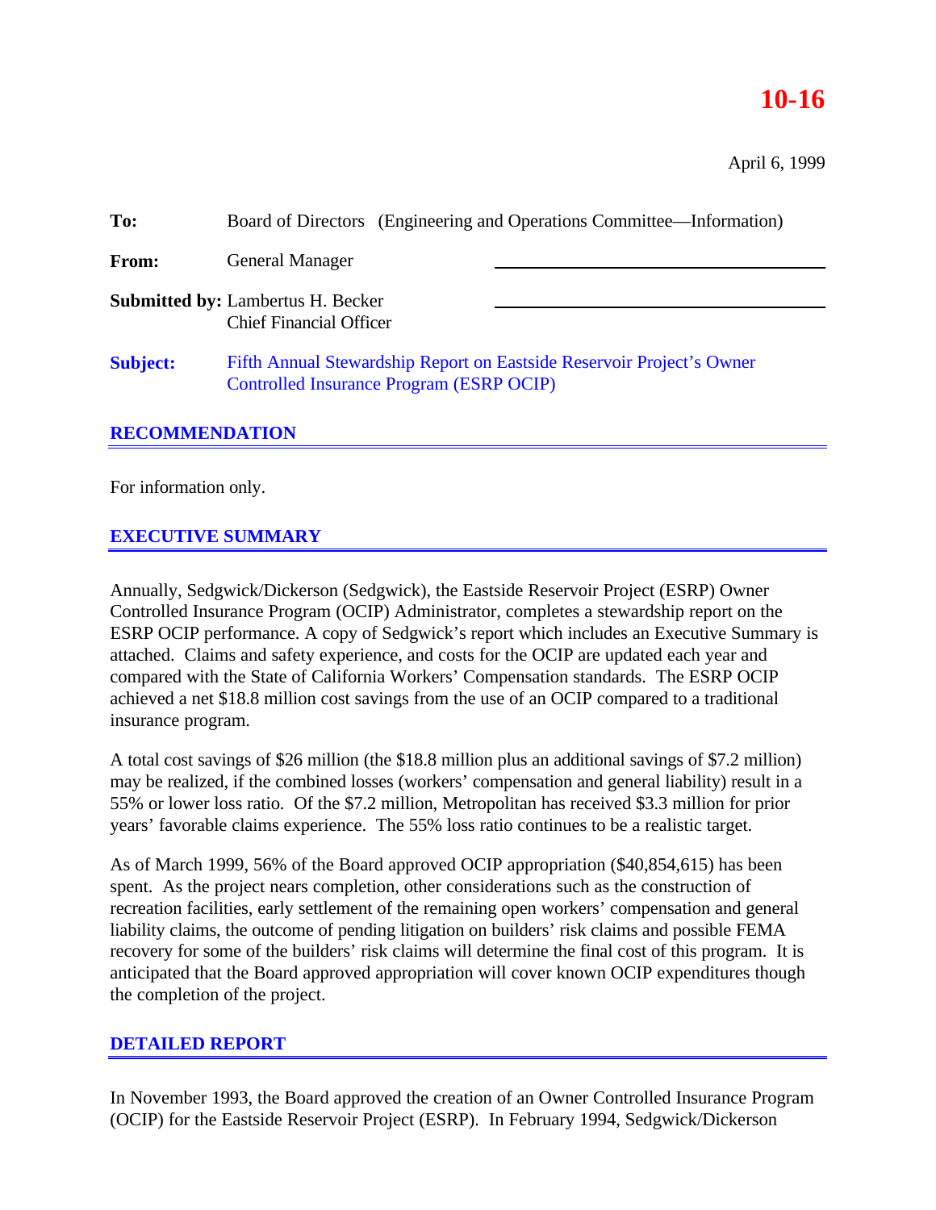**10-16**

April 6, 1999

**To:** Board of Directors (Engineering and Operations Committee—Information)

**From:** General Manager

**Submitted by:** Lambertus H. Becker
Chief Financial Officer

**Subject:** Fifth Annual Stewardship Report on Eastside Reservoir Project's Owner Controlled Insurance Program (ESRP OCIP)

## RECOMMENDATION

For information only.

## EXECUTIVE SUMMARY

Annually, Sedgwick/Dickerson (Sedgwick), the Eastside Reservoir Project (ESRP) Owner Controlled Insurance Program (OCIP) Administrator, completes a stewardship report on the ESRP OCIP performance. A copy of Sedgwick's report which includes an Executive Summary is attached. Claims and safety experience, and costs for the OCIP are updated each year and compared with the State of California Workers' Compensation standards. The ESRP OCIP achieved a net $18.8 million cost savings from the use of an OCIP compared to a traditional insurance program.

A total cost savings of $26 million (the $18.8 million plus an additional savings of $7.2 million) may be realized, if the combined losses (workers' compensation and general liability) result in a 55% or lower loss ratio. Of the $7.2 million, Metropolitan has received $3.3 million for prior years' favorable claims experience. The 55% loss ratio continues to be a realistic target.

As of March 1999, 56% of the Board approved OCIP appropriation ($40,854,615) has been spent. As the project nears completion, other considerations such as the construction of recreation facilities, early settlement of the remaining open workers' compensation and general liability claims, the outcome of pending litigation on builders' risk claims and possible FEMA recovery for some of the builders' risk claims will determine the final cost of this program. It is anticipated that the Board approved appropriation will cover known OCIP expenditures though the completion of the project.

## DETAILED REPORT

In November 1993, the Board approved the creation of an Owner Controlled Insurance Program (OCIP) for the Eastside Reservoir Project (ESRP). In February 1994, Sedgwick/Dickerson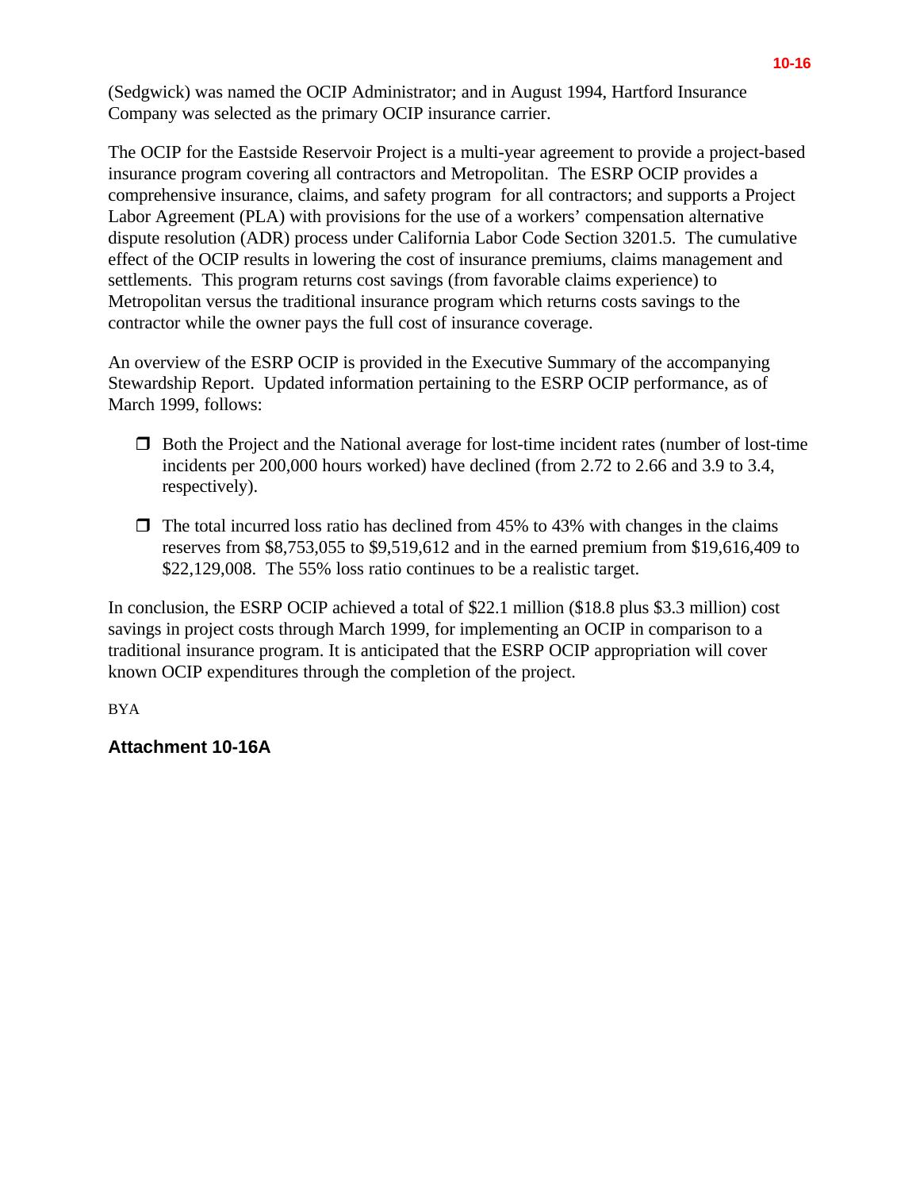(Sedgwick) was named the OCIP Administrator; and in August 1994, Hartford Insurance Company was selected as the primary OCIP insurance carrier.

The OCIP for the Eastside Reservoir Project is a multi-year agreement to provide a project-based insurance program covering all contractors and Metropolitan. The ESRP OCIP provides a comprehensive insurance, claims, and safety program for all contractors; and supports a Project Labor Agreement (PLA) with provisions for the use of a workers' compensation alternative dispute resolution (ADR) process under California Labor Code Section 3201.5. The cumulative effect of the OCIP results in lowering the cost of insurance premiums, claims management and settlements. This program returns cost savings (from favorable claims experience) to Metropolitan versus the traditional insurance program which returns costs savings to the contractor while the owner pays the full cost of insurance coverage.

An overview of the ESRP OCIP is provided in the Executive Summary of the accompanying Stewardship Report. Updated information pertaining to the ESRP OCIP performance, as of March 1999, follows:

- Both the Project and the National average for lost-time incident rates (number of lost-time incidents per 200,000 hours worked) have declined (from 2.72 to 2.66 and 3.9 to 3.4, respectively).

- The total incurred loss ratio has declined from 45% to 43% with changes in the claims reserves from $8,753,055 to $9,519,612 and in the earned premium from $19,616,409 to $22,129,008. The 55% loss ratio continues to be a realistic target.

In conclusion, the ESRP OCIP achieved a total of $22.1 million ($18.8 plus $3.3 million) cost savings in project costs through March 1999, for implementing an OCIP in comparison to a traditional insurance program. It is anticipated that the ESRP OCIP appropriation will cover known OCIP expenditures through the completion of the project.

BYA

**Attachment 10-16A**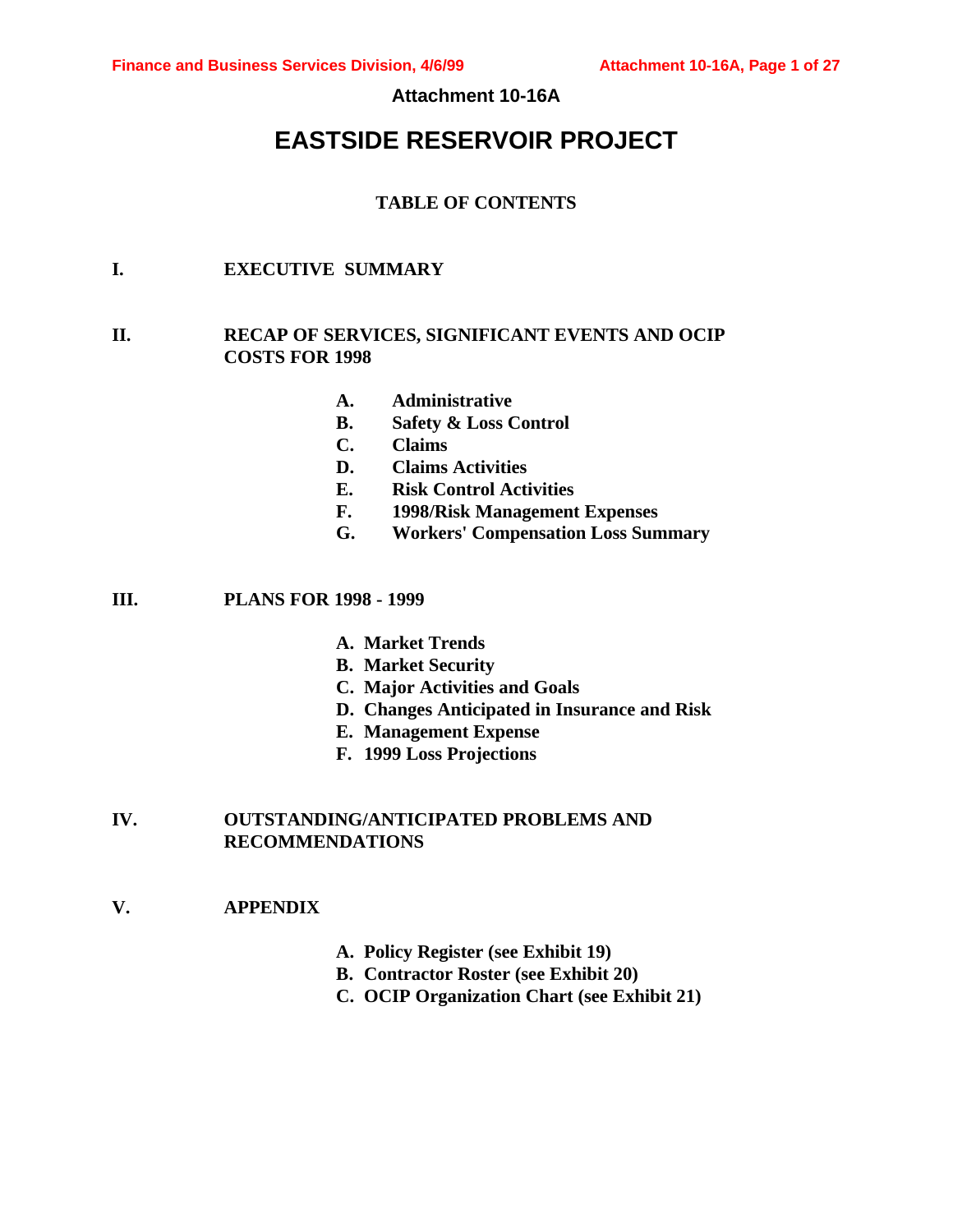**Attachment 10-16A**

# EASTSIDE RESERVOIR PROJECT

## TABLE OF CONTENTS

**I. EXECUTIVE SUMMARY**

**II. RECAP OF SERVICES, SIGNIFICANT EVENTS AND OCIP COSTS FOR 1998**

- **A. Administrative**
- **B. Safety & Loss Control**
- **C. Claims**
- **D. Claims Activities**
- **E. Risk Control Activities**
- **F. 1998/Risk Management Expenses**
- **G. Workers' Compensation Loss Summary**

**III. PLANS FOR 1998 - 1999**

- **A. Market Trends**
- **B. Market Security**
- **C. Major Activities and Goals**
- **D. Changes Anticipated in Insurance and Risk**
- **E. Management Expense**
- **F. 1999 Loss Projections**

**IV. OUTSTANDING/ANTICIPATED PROBLEMS AND RECOMMENDATIONS**

**V. APPENDIX**

- **A. Policy Register (see Exhibit 19)**
- **B. Contractor Roster (see Exhibit 20)**
- **C. OCIP Organization Chart (see Exhibit 21)**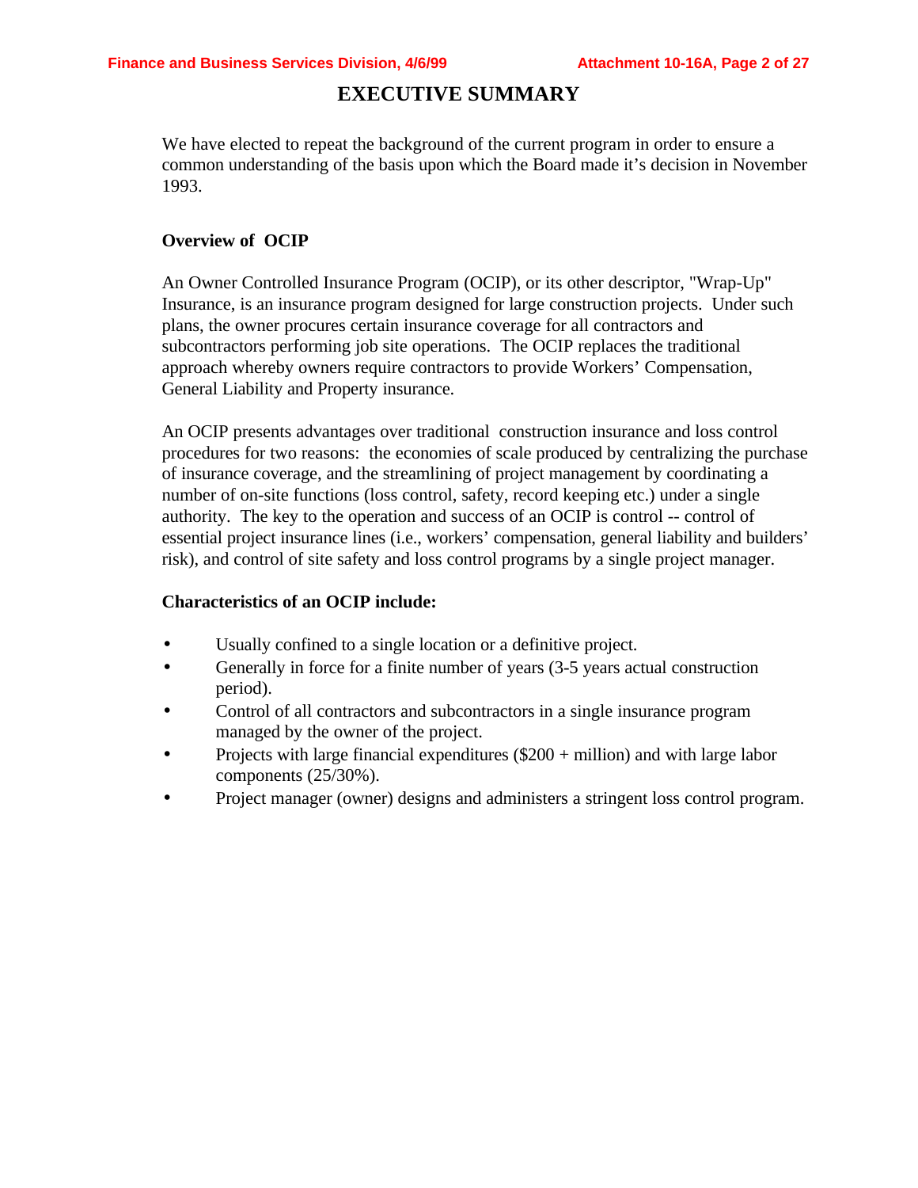# EXECUTIVE SUMMARY

We have elected to repeat the background of the current program in order to ensure a common understanding of the basis upon which the Board made it's decision in November 1993.

**Overview of OCIP**

An Owner Controlled Insurance Program (OCIP), or its other descriptor, "Wrap-Up" Insurance, is an insurance program designed for large construction projects. Under such plans, the owner procures certain insurance coverage for all contractors and subcontractors performing job site operations. The OCIP replaces the traditional approach whereby owners require contractors to provide Workers' Compensation, General Liability and Property insurance.

An OCIP presents advantages over traditional construction insurance and loss control procedures for two reasons: the economies of scale produced by centralizing the purchase of insurance coverage, and the streamlining of project management by coordinating a number of on-site functions (loss control, safety, record keeping etc.) under a single authority. The key to the operation and success of an OCIP is control -- control of essential project insurance lines (i.e., workers' compensation, general liability and builders' risk), and control of site safety and loss control programs by a single project manager.

**Characteristics of an OCIP include:**

- Usually confined to a single location or a definitive project.
- Generally in force for a finite number of years (3-5 years actual construction period).
- Control of all contractors and subcontractors in a single insurance program managed by the owner of the project.
- Projects with large financial expenditures ($200 + million) and with large labor components (25/30%).
- Project manager (owner) designs and administers a stringent loss control program.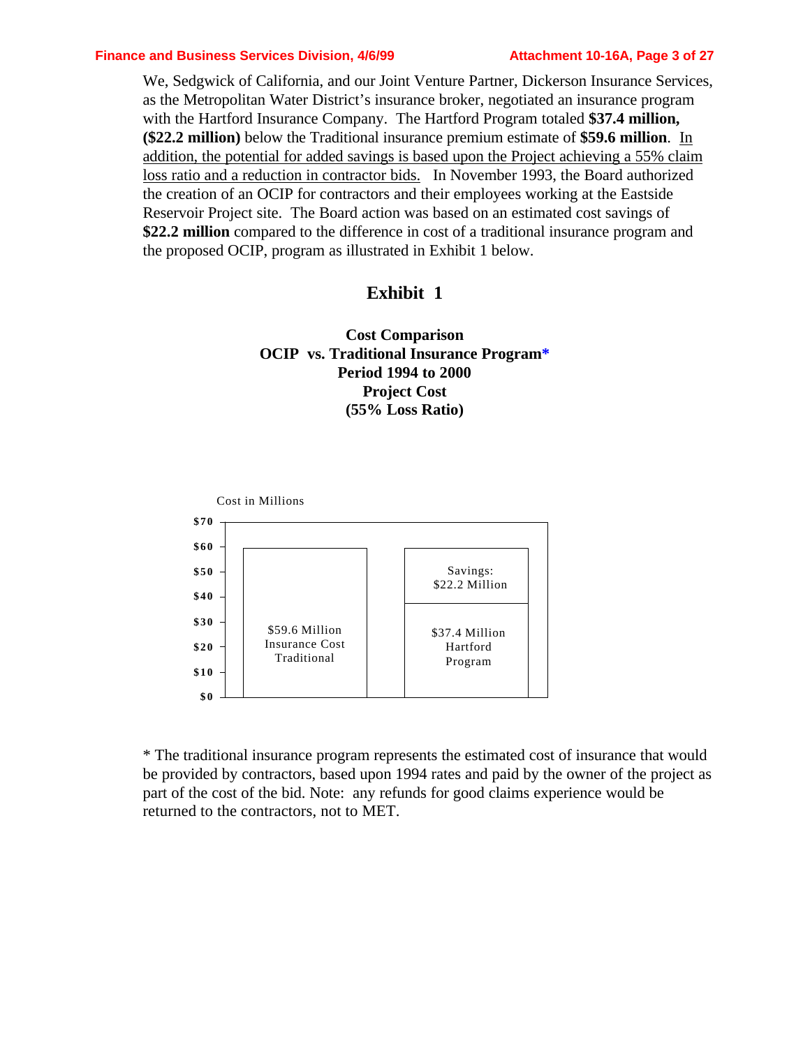We, Sedgwick of California, and our Joint Venture Partner, Dickerson Insurance Services, as the Metropolitan Water District's insurance broker, negotiated an insurance program with the Hartford Insurance Company. The Hartford Program totaled **$37.4 million, ($22.2 million)** below the Traditional insurance premium estimate of **$59.6 million**. <u>In addition, the potential for added savings is based upon the Project achieving a 55% claim loss ratio and a reduction in contractor bids.</u> In November 1993, the Board authorized the creation of an OCIP for contractors and their employees working at the Eastside Reservoir Project site. The Board action was based on an estimated cost savings of **$22.2 million** compared to the difference in cost of a traditional insurance program and the proposed OCIP, program as illustrated in Exhibit 1 below.

## Exhibit 1

**Cost Comparison**
**OCIP vs. Traditional Insurance Program***
**Period 1994 to 2000**
**Project Cost**
**(55% Loss Ratio)**

Cost in Millions

| Program | Cost |
|---|---|
| $59.6 Million Insurance Cost Traditional | $59.6 |
| $37.4 Million Hartford Program | $37.4 |
| Savings: $22.2 Million | $22.2 |

\* The traditional insurance program represents the estimated cost of insurance that would be provided by contractors, based upon 1994 rates and paid by the owner of the project as part of the cost of the bid. Note: any refunds for good claims experience would be returned to the contractors, not to MET.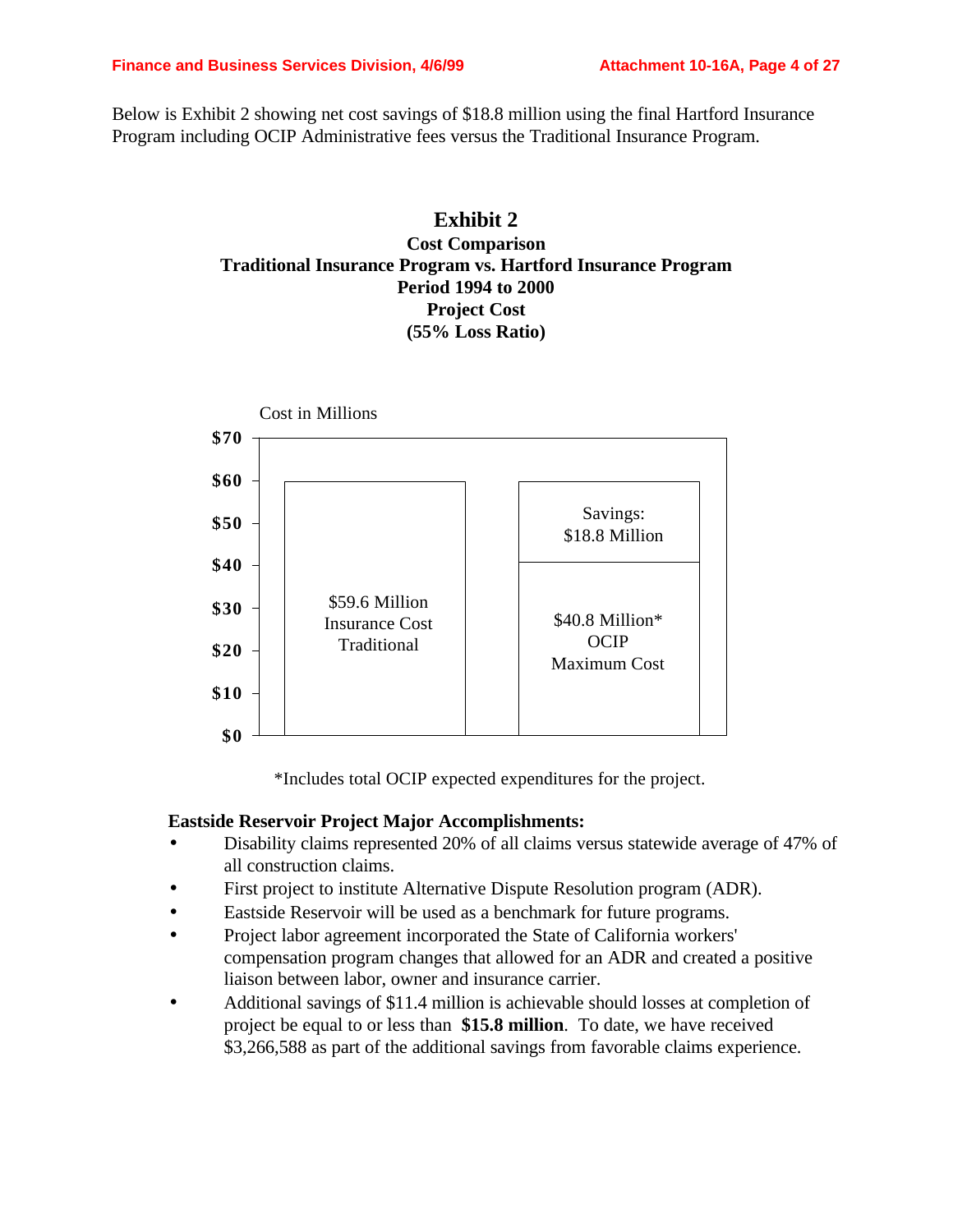Below is Exhibit 2 showing net cost savings of $18.8 million using the final Hartford Insurance Program including OCIP Administrative fees versus the Traditional Insurance Program.

**Exhibit 2**
**Cost Comparison**
**Traditional Insurance Program vs. Hartford Insurance Program**
**Period 1994 to 2000**
**Project Cost**
**(55% Loss Ratio)**

Cost in Millions

| | Traditional | Hartford (OCIP) |
|---|---|---|
| Insurance Cost | $59.6 Million Insurance Cost Traditional | $40.8 Million* OCIP Maximum Cost |
| Savings | | Savings: $18.8 Million |

*Includes total OCIP expected expenditures for the project.

**Eastside Reservoir Project Major Accomplishments:**

- Disability claims represented 20% of all claims versus statewide average of 47% of all construction claims.
- First project to institute Alternative Dispute Resolution program (ADR).
- Eastside Reservoir will be used as a benchmark for future programs.
- Project labor agreement incorporated the State of California workers' compensation program changes that allowed for an ADR and created a positive liaison between labor, owner and insurance carrier.
- Additional savings of $11.4 million is achievable should losses at completion of project be equal to or less than **$15.8 million**. To date, we have received $3,266,588 as part of the additional savings from favorable claims experience.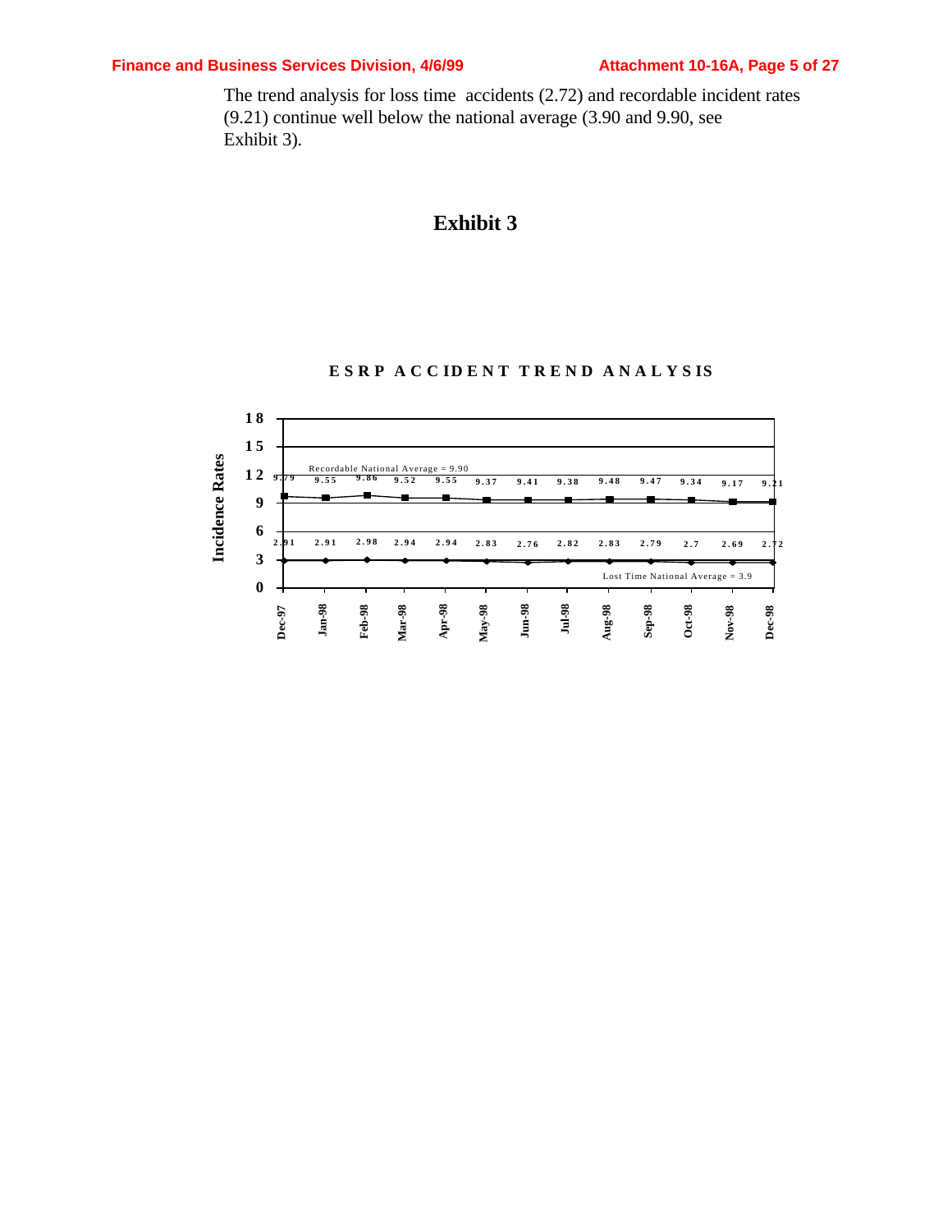The trend analysis for loss time accidents (2.72) and recordable incident rates (9.21) continue well below the national average (3.90 and 9.90, see Exhibit 3).

# Exhibit 3

**ESRP ACCIDENT TREND ANALYSIS**

| | Dec-97 | Jan-98 | Feb-98 | Mar-98 | Apr-98 | May-98 | Jun-98 | Jul-98 | Aug-98 | Sep-98 | Oct-98 | Nov-98 | Dec-98 |
|---|---|---|---|---|---|---|---|---|---|---|---|---|---|
| Recordable | 9.79 | 9.55 | 9.86 | 9.52 | 9.55 | 9.37 | 9.41 | 9.38 | 9.48 | 9.47 | 9.34 | 9.17 | 9.21 |
| Lost Time | 2.91 | 2.91 | 2.98 | 2.94 | 2.94 | 2.83 | 2.76 | 2.82 | 2.83 | 2.79 | 2.7 | 2.69 | 2.72 |

Recordable National Average = 9.90

Lost Time National Average = 3.9

Y-axis: Incidence Rates (0–18)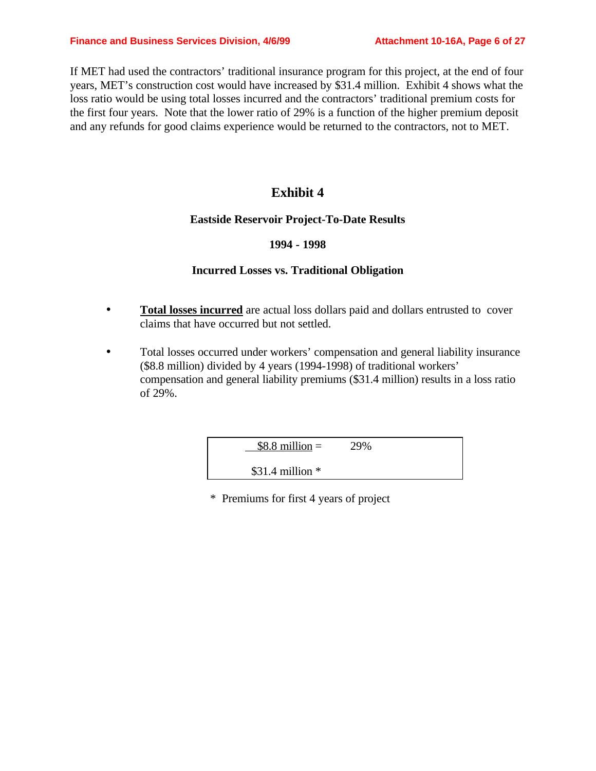If MET had used the contractors' traditional insurance program for this project, at the end of four years, MET's construction cost would have increased by $31.4 million. Exhibit 4 shows what the loss ratio would be using total losses incurred and the contractors' traditional premium costs for the first four years. Note that the lower ratio of 29% is a function of the higher premium deposit and any refunds for good claims experience would be returned to the contractors, not to MET.

## Exhibit 4

### Eastside Reservoir Project-To-Date Results

### 1994 - 1998

### Incurred Losses vs. Traditional Obligation

- **Total losses incurred** are actual loss dollars paid and dollars entrusted to cover claims that have occurred but not settled.

- Total losses occurred under workers' compensation and general liability insurance ($8.8 million) divided by 4 years (1994-1998) of traditional workers' compensation and general liability premiums ($31.4 million) results in a loss ratio of 29%.

| | |
|---|---|
| $8.8 million = | 29% |
| $31.4 million * | |

\* Premiums for first 4 years of project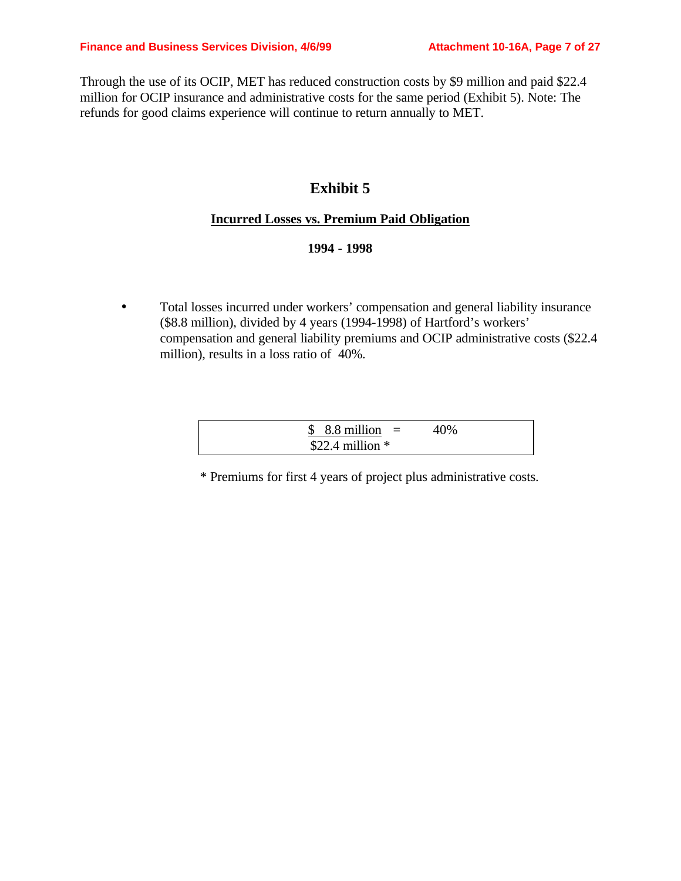Through the use of its OCIP, MET has reduced construction costs by $9 million and paid $22.4 million for OCIP insurance and administrative costs for the same period (Exhibit 5). Note: The refunds for good claims experience will continue to return annually to MET.

# Exhibit 5

## Incurred Losses vs. Premium Paid Obligation

### 1994 - 1998

- Total losses incurred under workers' compensation and general liability insurance ($8.8 million), divided by 4 years (1994-1998) of Hartford's workers' compensation and general liability premiums and OCIP administrative costs ($22.4 million), results in a loss ratio of 40%.

$$\frac{\$\ 8.8\ \text{million}}{\$22.4\ \text{million}\ *} = 40\%$$

\* Premiums for first 4 years of project plus administrative costs.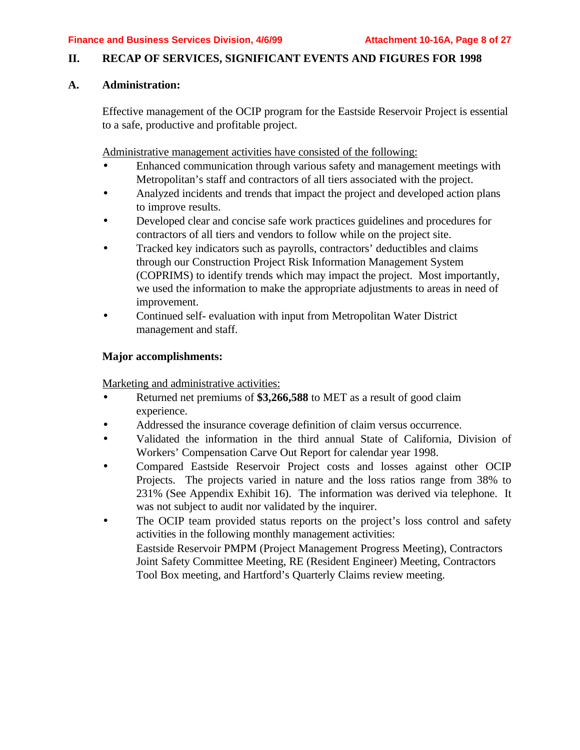## II. RECAP OF SERVICES, SIGNIFICANT EVENTS AND FIGURES FOR 1998

### A. Administration:

Effective management of the OCIP program for the Eastside Reservoir Project is essential to a safe, productive and profitable project.

Administrative management activities have consisted of the following:

- Enhanced communication through various safety and management meetings with Metropolitan's staff and contractors of all tiers associated with the project.
- Analyzed incidents and trends that impact the project and developed action plans to improve results.
- Developed clear and concise safe work practices guidelines and procedures for contractors of all tiers and vendors to follow while on the project site.
- Tracked key indicators such as payrolls, contractors' deductibles and claims through our Construction Project Risk Information Management System (COPRIMS) to identify trends which may impact the project. Most importantly, we used the information to make the appropriate adjustments to areas in need of improvement.
- Continued self- evaluation with input from Metropolitan Water District management and staff.

**Major accomplishments:**

Marketing and administrative activities:

- Returned net premiums of **$3,266,588** to MET as a result of good claim experience.
- Addressed the insurance coverage definition of claim versus occurrence.
- Validated the information in the third annual State of California, Division of Workers' Compensation Carve Out Report for calendar year 1998.
- Compared Eastside Reservoir Project costs and losses against other OCIP Projects. The projects varied in nature and the loss ratios range from 38% to 231% (See Appendix Exhibit 16). The information was derived via telephone. It was not subject to audit nor validated by the inquirer.
- The OCIP team provided status reports on the project's loss control and safety activities in the following monthly management activities:
  Eastside Reservoir PMPM (Project Management Progress Meeting), Contractors Joint Safety Committee Meeting, RE (Resident Engineer) Meeting, Contractors Tool Box meeting, and Hartford's Quarterly Claims review meeting.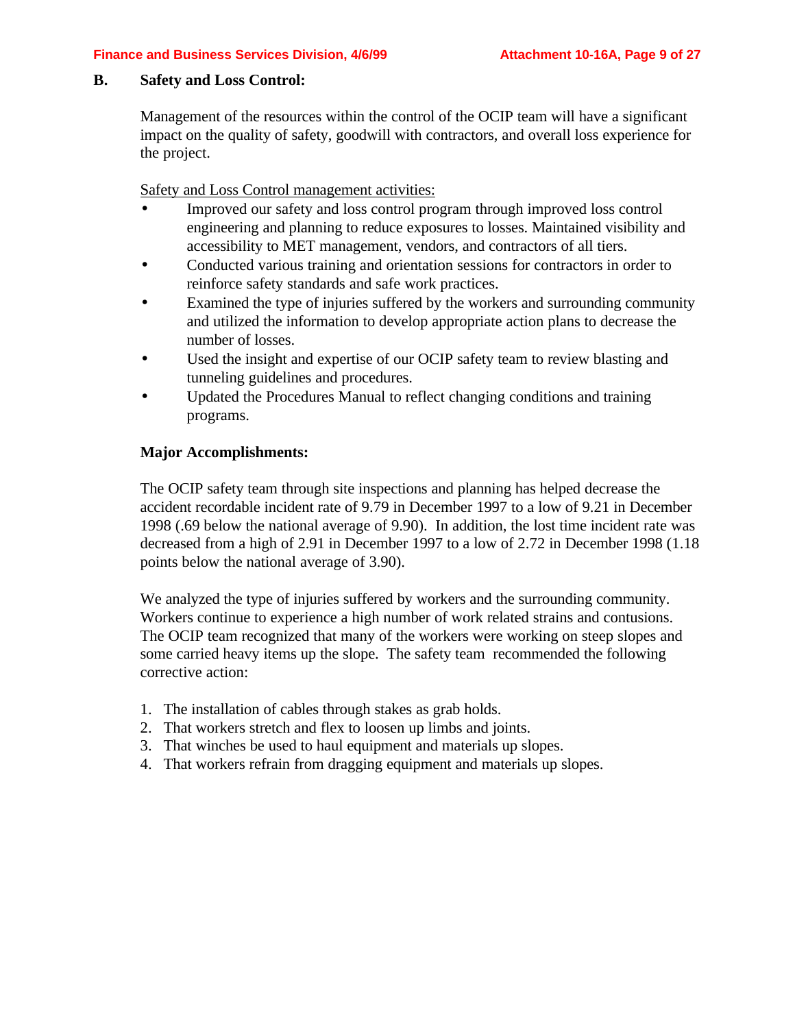## B. Safety and Loss Control:

Management of the resources within the control of the OCIP team will have a significant impact on the quality of safety, goodwill with contractors, and overall loss experience for the project.

Safety and Loss Control management activities:

- Improved our safety and loss control program through improved loss control engineering and planning to reduce exposures to losses. Maintained visibility and accessibility to MET management, vendors, and contractors of all tiers.
- Conducted various training and orientation sessions for contractors in order to reinforce safety standards and safe work practices.
- Examined the type of injuries suffered by the workers and surrounding community and utilized the information to develop appropriate action plans to decrease the number of losses.
- Used the insight and expertise of our OCIP safety team to review blasting and tunneling guidelines and procedures.
- Updated the Procedures Manual to reflect changing conditions and training programs.

**Major Accomplishments:**

The OCIP safety team through site inspections and planning has helped decrease the accident recordable incident rate of 9.79 in December 1997 to a low of 9.21 in December 1998 (.69 below the national average of 9.90). In addition, the lost time incident rate was decreased from a high of 2.91 in December 1997 to a low of 2.72 in December 1998 (1.18 points below the national average of 3.90).

We analyzed the type of injuries suffered by workers and the surrounding community. Workers continue to experience a high number of work related strains and contusions. The OCIP team recognized that many of the workers were working on steep slopes and some carried heavy items up the slope. The safety team recommended the following corrective action:

1. The installation of cables through stakes as grab holds.
2. That workers stretch and flex to loosen up limbs and joints.
3. That winches be used to haul equipment and materials up slopes.
4. That workers refrain from dragging equipment and materials up slopes.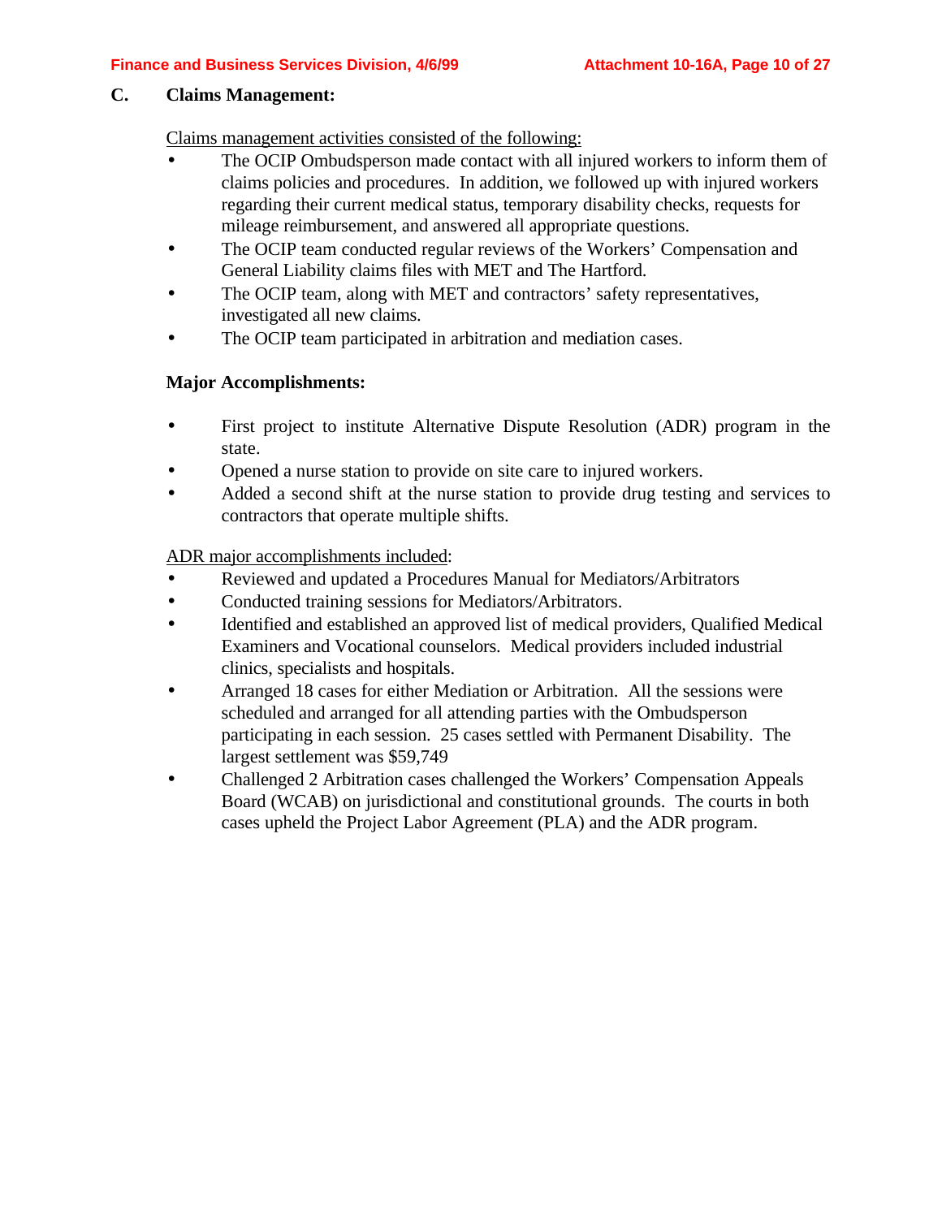## C. Claims Management:

Claims management activities consisted of the following:

- The OCIP Ombudsperson made contact with all injured workers to inform them of claims policies and procedures. In addition, we followed up with injured workers regarding their current medical status, temporary disability checks, requests for mileage reimbursement, and answered all appropriate questions.
- The OCIP team conducted regular reviews of the Workers' Compensation and General Liability claims files with MET and The Hartford.
- The OCIP team, along with MET and contractors' safety representatives, investigated all new claims.
- The OCIP team participated in arbitration and mediation cases.

### Major Accomplishments:

- First project to institute Alternative Dispute Resolution (ADR) program in the state.
- Opened a nurse station to provide on site care to injured workers.
- Added a second shift at the nurse station to provide drug testing and services to contractors that operate multiple shifts.

ADR major accomplishments included:

- Reviewed and updated a Procedures Manual for Mediators/Arbitrators
- Conducted training sessions for Mediators/Arbitrators.
- Identified and established an approved list of medical providers, Qualified Medical Examiners and Vocational counselors. Medical providers included industrial clinics, specialists and hospitals.
- Arranged 18 cases for either Mediation or Arbitration. All the sessions were scheduled and arranged for all attending parties with the Ombudsperson participating in each session. 25 cases settled with Permanent Disability. The largest settlement was $59,749
- Challenged 2 Arbitration cases challenged the Workers' Compensation Appeals Board (WCAB) on jurisdictional and constitutional grounds. The courts in both cases upheld the Project Labor Agreement (PLA) and the ADR program.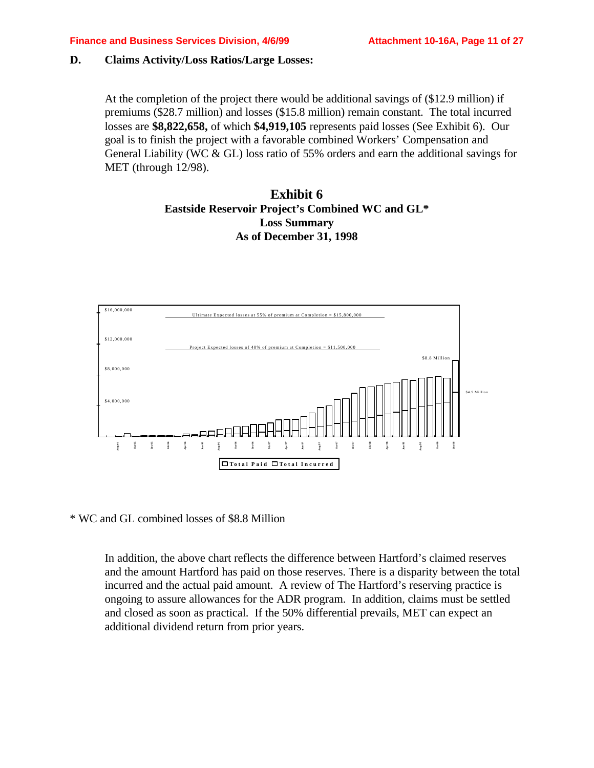## D. Claims Activity/Loss Ratios/Large Losses:

At the completion of the project there would be additional savings of ($12.9 million) if premiums ($28.7 million) and losses ($15.8 million) remain constant. The total incurred losses are **$8,822,658,** of which **$4,919,105** represents paid losses (See Exhibit 6). Our goal is to finish the project with a favorable combined Workers' Compensation and General Liability (WC & GL) loss ratio of 55% orders and earn the additional savings for MET (through 12/98).

**Exhibit 6**
**Eastside Reservoir Project's Combined WC and GL\***
**Loss Summary**
**As of December 31, 1998**

$16,000,000

Ultimate Expected losses at 55% of premium at Completion = $15,800,000

$12,000,000

Project Expected losses of 40% of premium at Completion = $11,500,000

$8.8 Million

$8,000,000

$4.9 Million

$4,000,000

Aug-95 Oct-95 Dec-95 Feb-96 Apr-96 Jun-96 Aug-96 Oct-96 Dec-96 Feb-97 Apr-97 Jun-97 Aug-97 Oct-97 Dec-97 Feb-98 Apr-98 Jun-98 Aug-98 Oct-98 Dec-98

Total Paid   Total Incurred

\* WC and GL combined losses of $8.8 Million

In addition, the above chart reflects the difference between Hartford's claimed reserves and the amount Hartford has paid on those reserves. There is a disparity between the total incurred and the actual paid amount. A review of The Hartford's reserving practice is ongoing to assure allowances for the ADR program. In addition, claims must be settled and closed as soon as practical. If the 50% differential prevails, MET can expect an additional dividend return from prior years.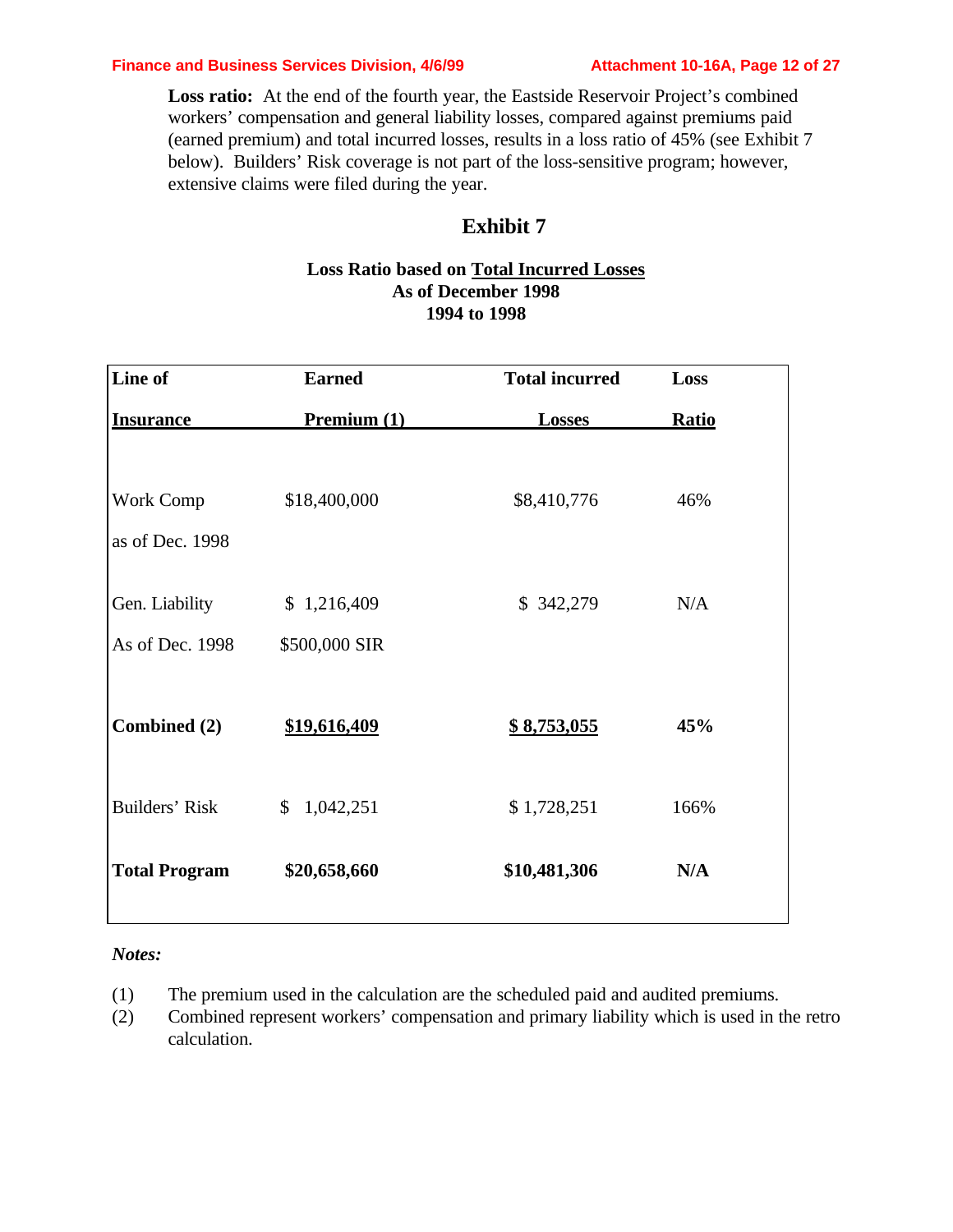**Loss ratio:** At the end of the fourth year, the Eastside Reservoir Project's combined workers' compensation and general liability losses, compared against premiums paid (earned premium) and total incurred losses, results in a loss ratio of 45% (see Exhibit 7 below). Builders' Risk coverage is not part of the loss-sensitive program; however, extensive claims were filed during the year.

## Exhibit 7

**Loss Ratio based on Total Incurred Losses**
**As of December 1998**
**1994 to 1998**

| Line of Insurance | Earned Premium (1) | Total incurred Losses | Loss Ratio |
|---|---|---|---|
| Work Comp as of Dec. 1998 | $18,400,000 | $8,410,776 | 46% |
| Gen. Liability As of Dec. 1998 | $ 1,216,409<br>$500,000 SIR | $ 342,279 | N/A |
| **Combined (2)** | **$19,616,409** | **$ 8,753,055** | **45%** |
| Builders' Risk | $ 1,042,251 | $ 1,728,251 | 166% |
| **Total Program** | **$20,658,660** | **$10,481,306** | **N/A** |

*Notes:*

(1) The premium used in the calculation are the scheduled paid and audited premiums.
(2) Combined represent workers' compensation and primary liability which is used in the retro calculation.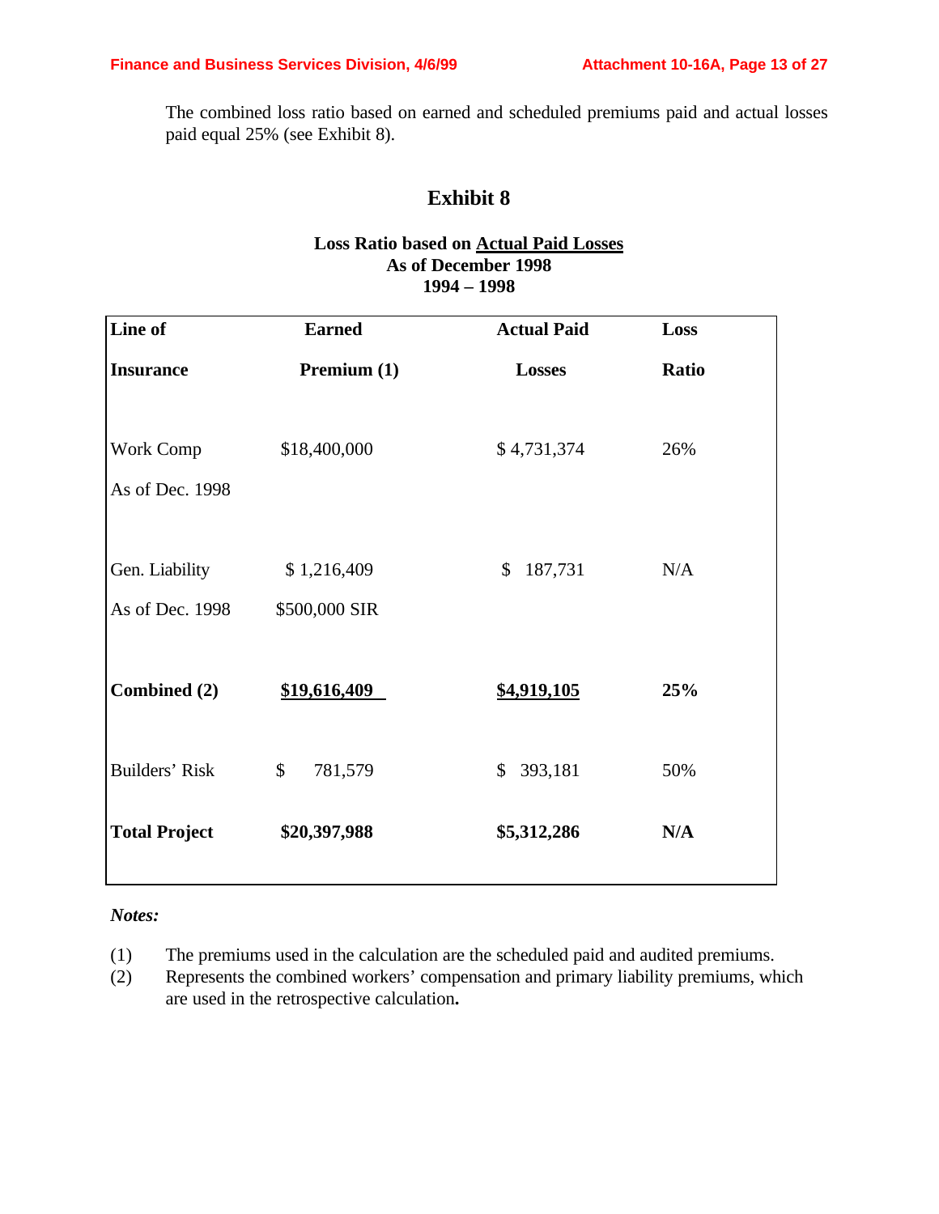The combined loss ratio based on earned and scheduled premiums paid and actual losses paid equal 25% (see Exhibit 8).

## Exhibit 8

**Loss Ratio based on Actual Paid Losses**
**As of December 1998**
**1994 – 1998**

| Line of Insurance | Earned Premium (1) | Actual Paid Losses | Loss Ratio |
|---|---|---|---|
| Work Comp As of Dec. 1998 | $18,400,000 | $ 4,731,374 | 26% |
| Gen. Liability As of Dec. 1998 | $ 1,216,409<br>$500,000 SIR | $ 187,731 | N/A |
| **Combined (2)** | **$19,616,409** | **$4,919,105** | **25%** |
| Builders' Risk | $ 781,579 | $ 393,181 | 50% |
| **Total Project** | **$20,397,988** | **$5,312,286** | **N/A** |

***Notes:***

(1) The premiums used in the calculation are the scheduled paid and audited premiums.
(2) Represents the combined workers' compensation and primary liability premiums, which are used in the retrospective calculation.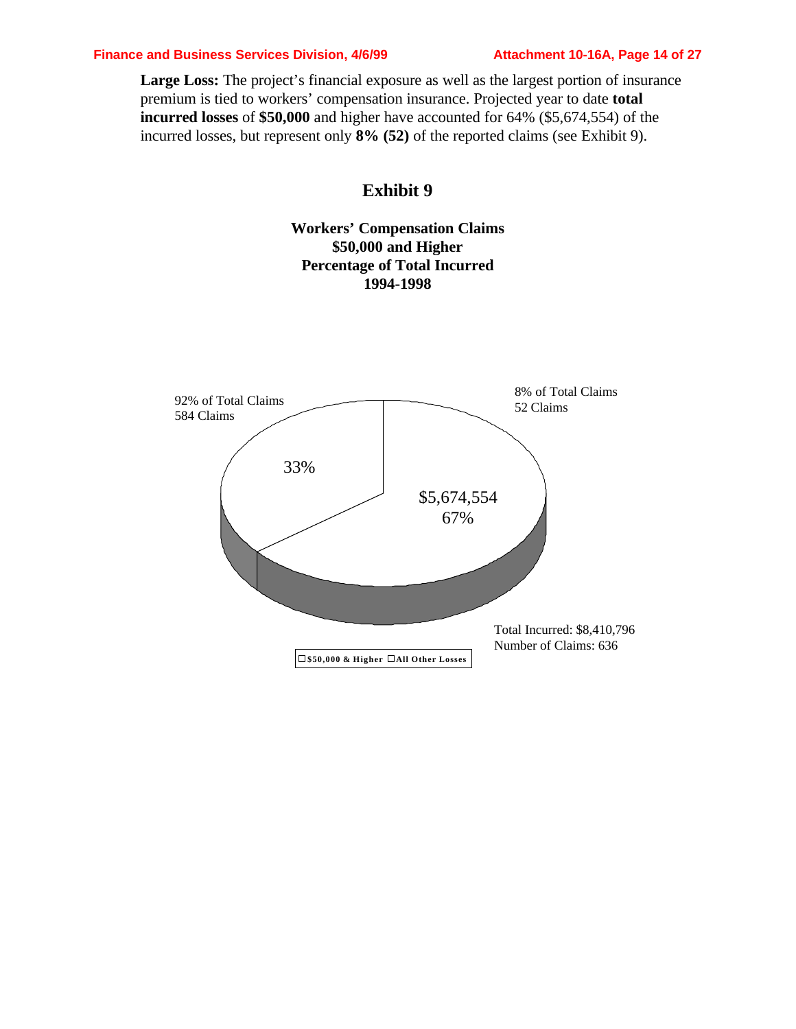**Large Loss:** The project's financial exposure as well as the largest portion of insurance premium is tied to workers' compensation insurance. Projected year to date **total incurred losses** of **$50,000** and higher have accounted for 64% ($5,674,554) of the incurred losses, but represent only **8% (52)** of the reported claims (see Exhibit 9).

## Exhibit 9

**Workers' Compensation Claims**
**$50,000 and Higher**
**Percentage of Total Incurred**
**1994-1998**

92% of Total Claims
584 Claims

33%

8% of Total Claims
52 Claims

$5,674,554
67%

Total Incurred: $8,410,796
Number of Claims: 636

$50,000 & Higher | All Other Losses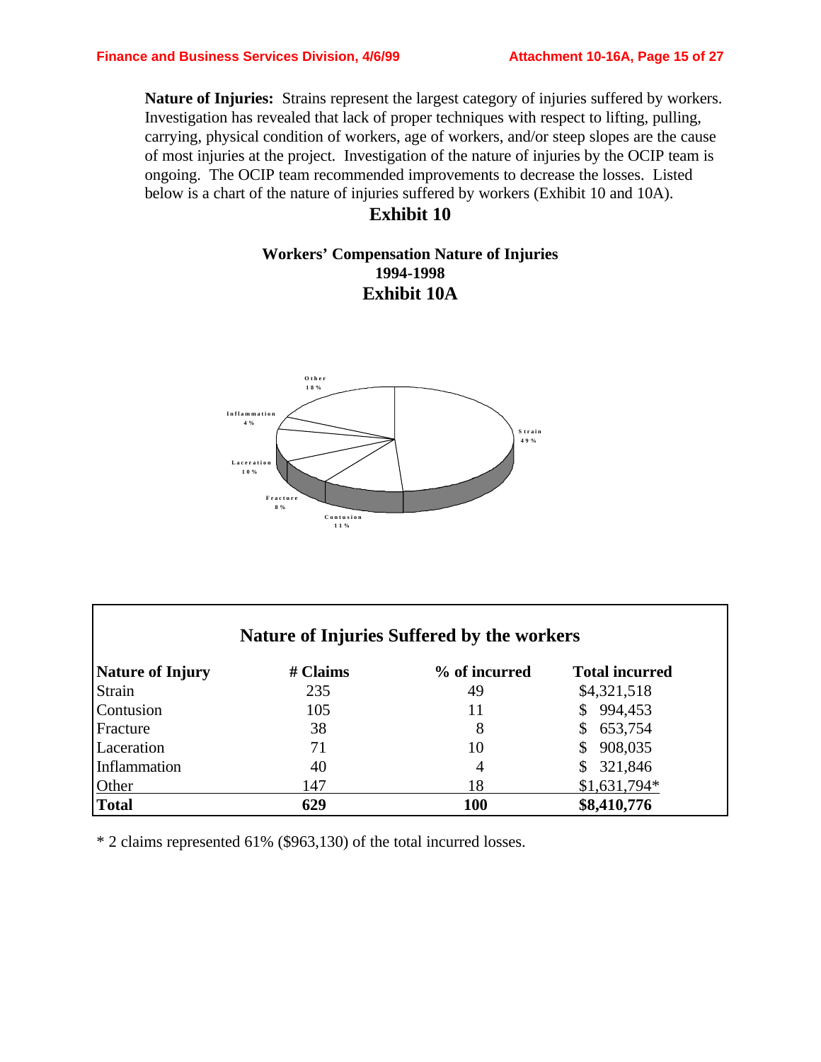**Nature of Injuries:** Strains represent the largest category of injuries suffered by workers. Investigation has revealed that lack of proper techniques with respect to lifting, pulling, carrying, physical condition of workers, age of workers, and/or steep slopes are the cause of most injuries at the project. Investigation of the nature of injuries by the OCIP team is ongoing. The OCIP team recommended improvements to decrease the losses. Listed below is a chart of the nature of injuries suffered by workers (Exhibit 10 and 10A).

## Exhibit 10

### Workers' Compensation Nature of Injuries 1994-1998

## Exhibit 10A

Other 18%

Inflammation 4%

Laceration 10%

Fracture 8%

Contusion 11%

Strain 49%

### Nature of Injuries Suffered by the workers

| Nature of Injury | # Claims | % of incurred | Total incurred |
|---|---|---|---|
| Strain | 235 | 49 | $4,321,518 |
| Contusion | 105 | 11 | $ 994,453 |
| Fracture | 38 | 8 | $ 653,754 |
| Laceration | 71 | 10 | $ 908,035 |
| Inflammation | 40 | 4 | $ 321,846 |
| Other | 147 | 18 | $1,631,794* |
| **Total** | **629** | **100** | **$8,410,776** |

* 2 claims represented 61% ($963,130) of the total incurred losses.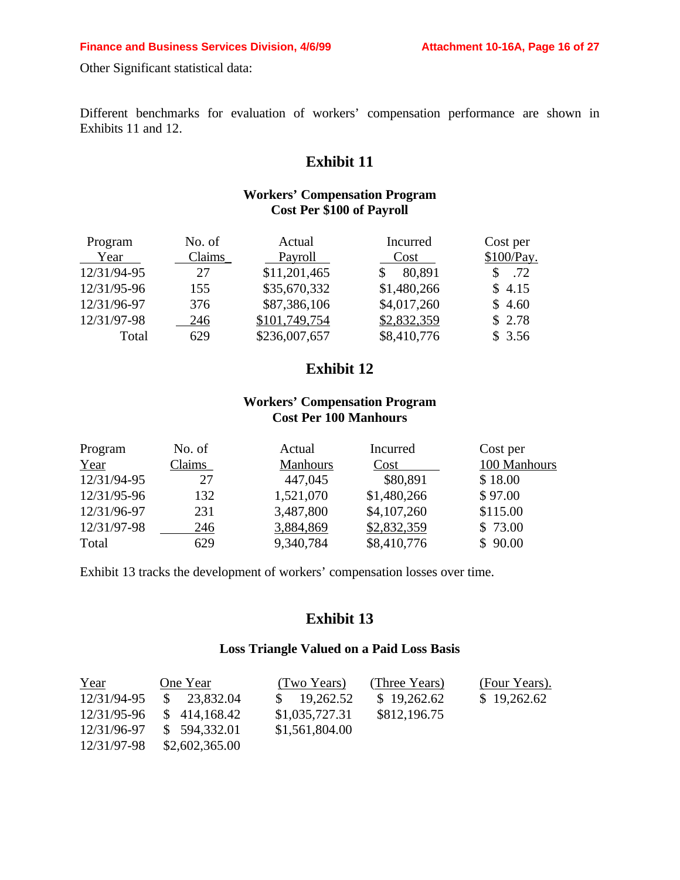Other Significant statistical data:

Different benchmarks for evaluation of workers' compensation performance are shown in Exhibits 11 and 12.

## Exhibit 11

### Workers' Compensation Program
### Cost Per $100 of Payroll

| Program Year | No. of Claims | Actual Payroll | Incurred Cost | Cost per $100/Pay. |
|---|---|---|---|---|
| 12/31/94-95 | 27 | $11,201,465 | $ 80,891 | $ .72 |
| 12/31/95-96 | 155 | $35,670,332 | $1,480,266 | $ 4.15 |
| 12/31/96-97 | 376 | $87,386,106 | $4,017,260 | $ 4.60 |
| 12/31/97-98 | 246 | $101,749,754 | $2,832,359 | $ 2.78 |
| Total | 629 | $236,007,657 | $8,410,776 | $ 3.56 |

## Exhibit 12

### Workers' Compensation Program
### Cost Per 100 Manhours

| Program Year | No. of Claims | Actual Manhours | Incurred Cost | Cost per 100 Manhours |
|---|---|---|---|---|
| 12/31/94-95 | 27 | 447,045 | $80,891 | $ 18.00 |
| 12/31/95-96 | 132 | 1,521,070 | $1,480,266 | $ 97.00 |
| 12/31/96-97 | 231 | 3,487,800 | $4,107,260 | $115.00 |
| 12/31/97-98 | 246 | 3,884,869 | $2,832,359 | $ 73.00 |
| Total | 629 | 9,340,784 | $8,410,776 | $ 90.00 |

Exhibit 13 tracks the development of workers' compensation losses over time.

## Exhibit 13

### Loss Triangle Valued on a Paid Loss Basis

| Year | One Year | (Two Years) | (Three Years) | (Four Years). |
|---|---|---|---|---|
| 12/31/94-95 | $ 23,832.04 | $ 19,262.52 | $ 19,262.62 | $ 19,262.62 |
| 12/31/95-96 | $ 414,168.42 | $1,035,727.31 | $812,196.75 | |
| 12/31/96-97 | $ 594,332.01 | $1,561,804.00 | | |
| 12/31/97-98 | $2,602,365.00 | | | |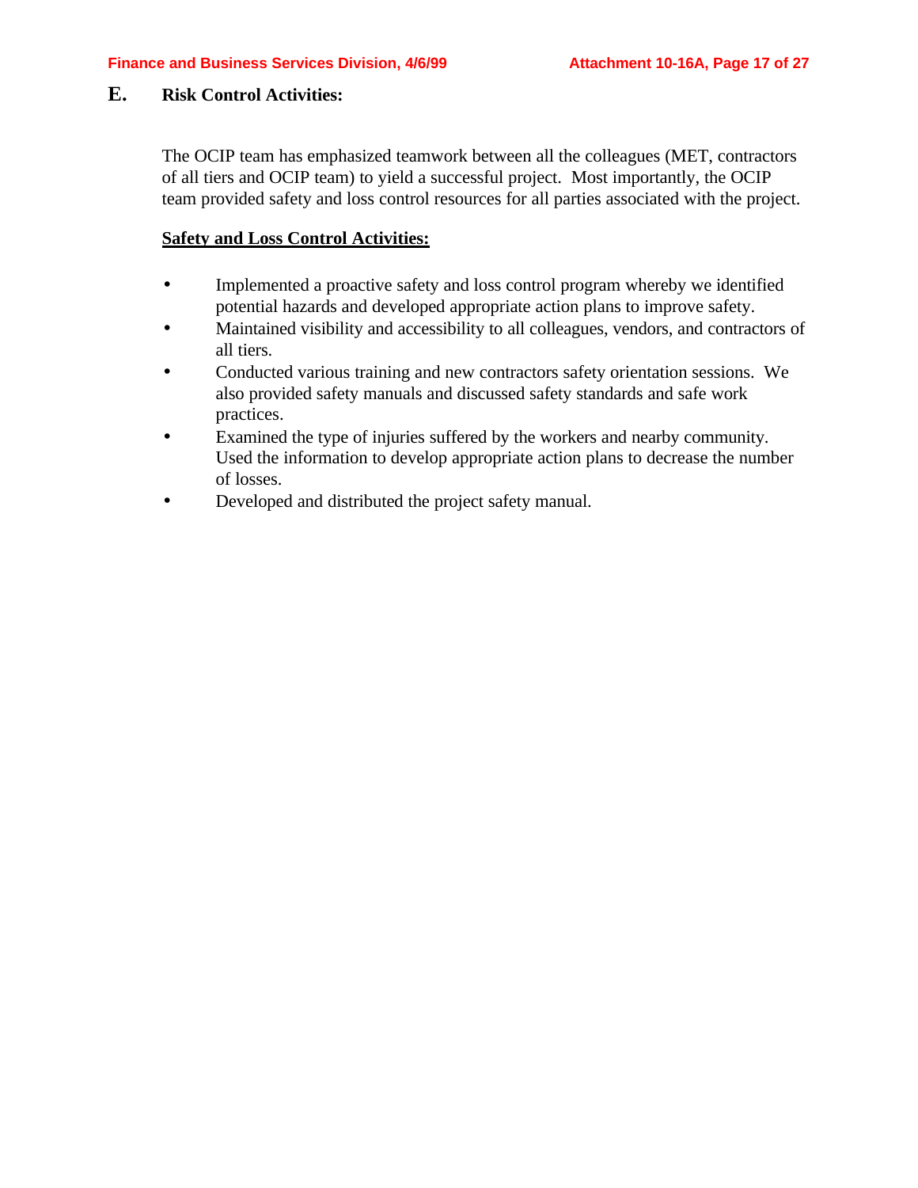## E. Risk Control Activities:

The OCIP team has emphasized teamwork between all the colleagues (MET, contractors of all tiers and OCIP team) to yield a successful project. Most importantly, the OCIP team provided safety and loss control resources for all parties associated with the project.

**Safety and Loss Control Activities:**

- Implemented a proactive safety and loss control program whereby we identified potential hazards and developed appropriate action plans to improve safety.
- Maintained visibility and accessibility to all colleagues, vendors, and contractors of all tiers.
- Conducted various training and new contractors safety orientation sessions. We also provided safety manuals and discussed safety standards and safe work practices.
- Examined the type of injuries suffered by the workers and nearby community. Used the information to develop appropriate action plans to decrease the number of losses.
- Developed and distributed the project safety manual.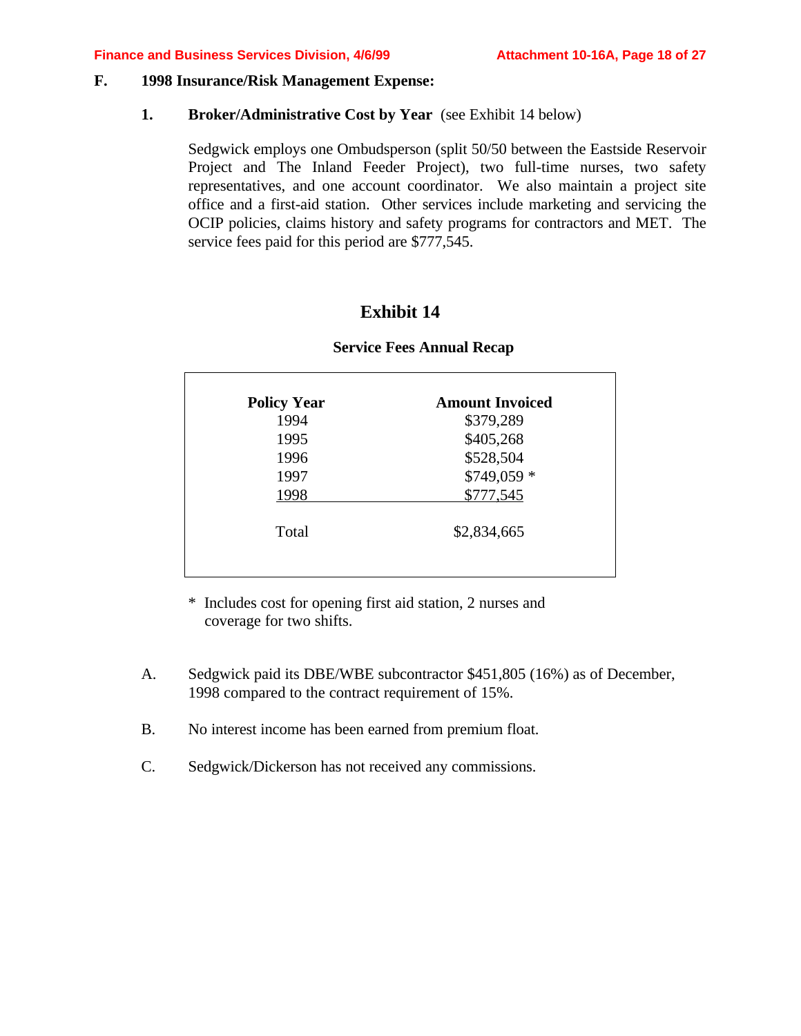### F. 1998 Insurance/Risk Management Expense:

#### 1. Broker/Administrative Cost by Year (see Exhibit 14 below)

Sedgwick employs one Ombudsperson (split 50/50 between the Eastside Reservoir Project and The Inland Feeder Project), two full-time nurses, two safety representatives, and one account coordinator. We also maintain a project site office and a first-aid station. Other services include marketing and servicing the OCIP policies, claims history and safety programs for contractors and MET. The service fees paid for this period are $777,545.

## Exhibit 14

### Service Fees Annual Recap

| Policy Year | Amount Invoiced |
|---|---|
| 1994 | $379,289 |
| 1995 | $405,268 |
| 1996 | $528,504 |
| 1997 | $749,059 * |
| 1998 | $777,545 |
| Total | $2,834,665 |

\* Includes cost for opening first aid station, 2 nurses and coverage for two shifts.

A. Sedgwick paid its DBE/WBE subcontractor $451,805 (16%) as of December, 1998 compared to the contract requirement of 15%.

B. No interest income has been earned from premium float.

C. Sedgwick/Dickerson has not received any commissions.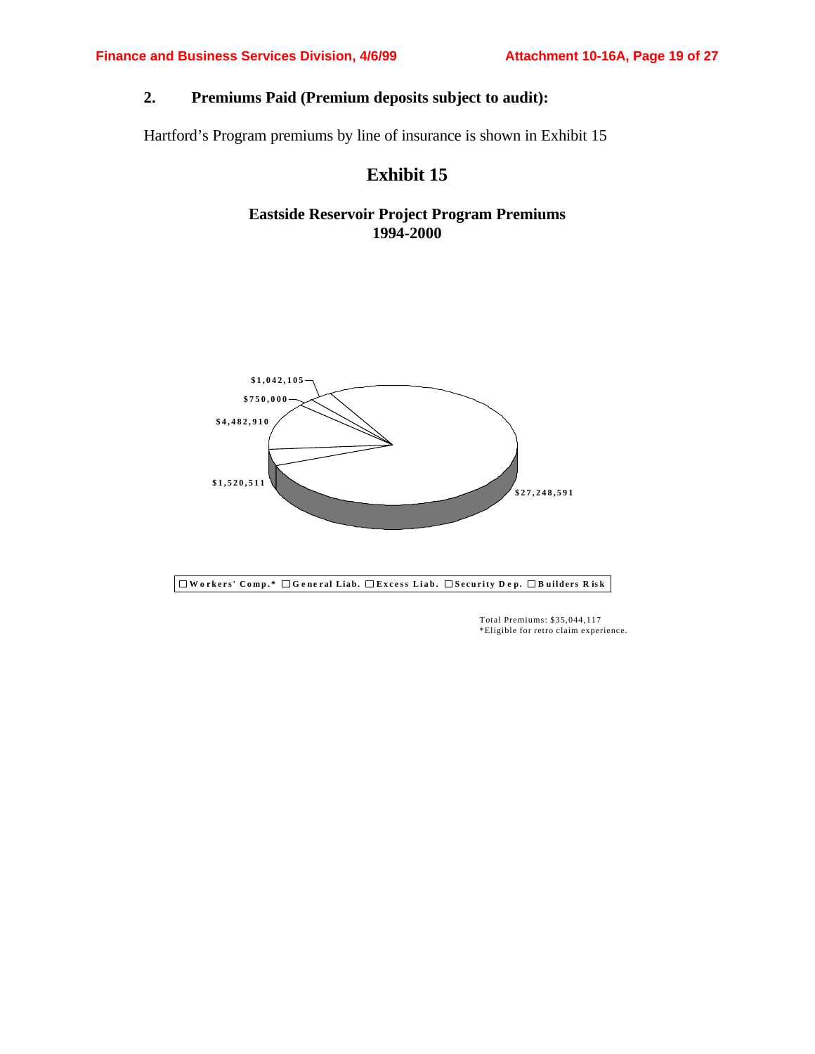## 2. Premiums Paid (Premium deposits subject to audit):

Hartford's Program premiums by line of insurance is shown in Exhibit 15

# Exhibit 15

### Eastside Reservoir Project Program Premiums 1994-2000

$1,042,105

$750,000

$4,482,910

$1,520,511

$27,248,591

Workers' Comp.* General Liab. Excess Liab. Security Dep. Builders Risk

Total Premiums: $35,044,117
*Eligible for retro claim experience.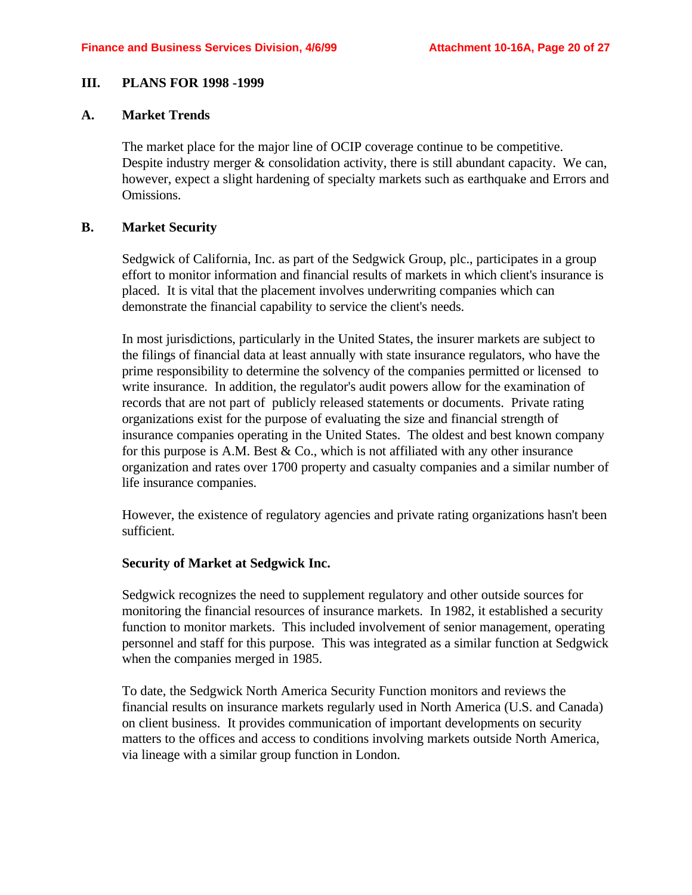## III. PLANS FOR 1998 -1999

### A. Market Trends

The market place for the major line of OCIP coverage continue to be competitive. Despite industry merger & consolidation activity, there is still abundant capacity. We can, however, expect a slight hardening of specialty markets such as earthquake and Errors and Omissions.

### B. Market Security

Sedgwick of California, Inc. as part of the Sedgwick Group, plc., participates in a group effort to monitor information and financial results of markets in which client's insurance is placed. It is vital that the placement involves underwriting companies which can demonstrate the financial capability to service the client's needs.

In most jurisdictions, particularly in the United States, the insurer markets are subject to the filings of financial data at least annually with state insurance regulators, who have the prime responsibility to determine the solvency of the companies permitted or licensed to write insurance. In addition, the regulator's audit powers allow for the examination of records that are not part of publicly released statements or documents. Private rating organizations exist for the purpose of evaluating the size and financial strength of insurance companies operating in the United States. The oldest and best known company for this purpose is A.M. Best & Co., which is not affiliated with any other insurance organization and rates over 1700 property and casualty companies and a similar number of life insurance companies.

However, the existence of regulatory agencies and private rating organizations hasn't been sufficient.

**Security of Market at Sedgwick Inc.**

Sedgwick recognizes the need to supplement regulatory and other outside sources for monitoring the financial resources of insurance markets. In 1982, it established a security function to monitor markets. This included involvement of senior management, operating personnel and staff for this purpose. This was integrated as a similar function at Sedgwick when the companies merged in 1985.

To date, the Sedgwick North America Security Function monitors and reviews the financial results on insurance markets regularly used in North America (U.S. and Canada) on client business. It provides communication of important developments on security matters to the offices and access to conditions involving markets outside North America, via lineage with a similar group function in London.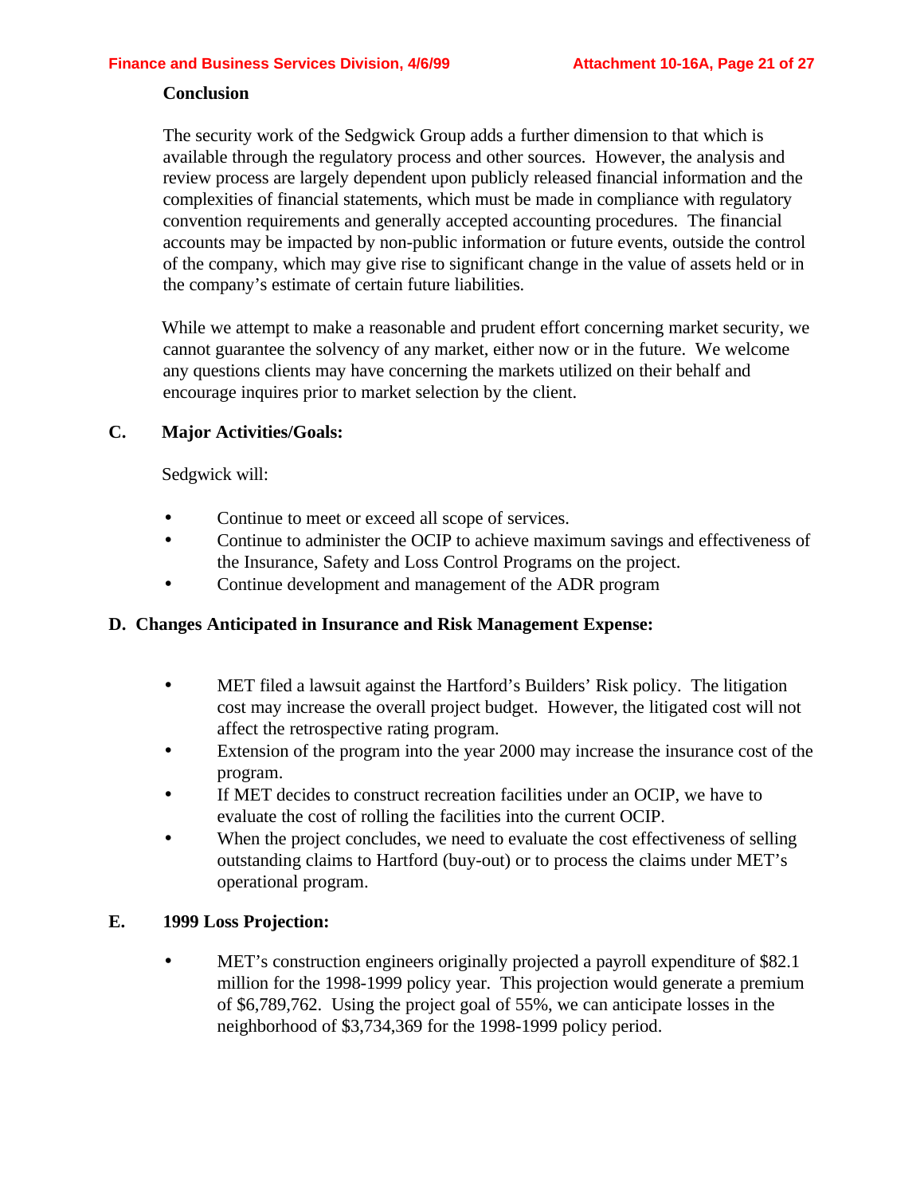### Conclusion

The security work of the Sedgwick Group adds a further dimension to that which is available through the regulatory process and other sources. However, the analysis and review process are largely dependent upon publicly released financial information and the complexities of financial statements, which must be made in compliance with regulatory convention requirements and generally accepted accounting procedures. The financial accounts may be impacted by non-public information or future events, outside the control of the company, which may give rise to significant change in the value of assets held or in the company's estimate of certain future liabilities.

While we attempt to make a reasonable and prudent effort concerning market security, we cannot guarantee the solvency of any market, either now or in the future. We welcome any questions clients may have concerning the markets utilized on their behalf and encourage inquires prior to market selection by the client.

## C. Major Activities/Goals:

Sedgwick will:

- Continue to meet or exceed all scope of services.
- Continue to administer the OCIP to achieve maximum savings and effectiveness of the Insurance, Safety and Loss Control Programs on the project.
- Continue development and management of the ADR program

## D. Changes Anticipated in Insurance and Risk Management Expense:

- MET filed a lawsuit against the Hartford's Builders' Risk policy. The litigation cost may increase the overall project budget. However, the litigated cost will not affect the retrospective rating program.
- Extension of the program into the year 2000 may increase the insurance cost of the program.
- If MET decides to construct recreation facilities under an OCIP, we have to evaluate the cost of rolling the facilities into the current OCIP.
- When the project concludes, we need to evaluate the cost effectiveness of selling outstanding claims to Hartford (buy-out) or to process the claims under MET's operational program.

## E. 1999 Loss Projection:

- MET's construction engineers originally projected a payroll expenditure of $82.1 million for the 1998-1999 policy year. This projection would generate a premium of $6,789,762. Using the project goal of 55%, we can anticipate losses in the neighborhood of $3,734,369 for the 1998-1999 policy period.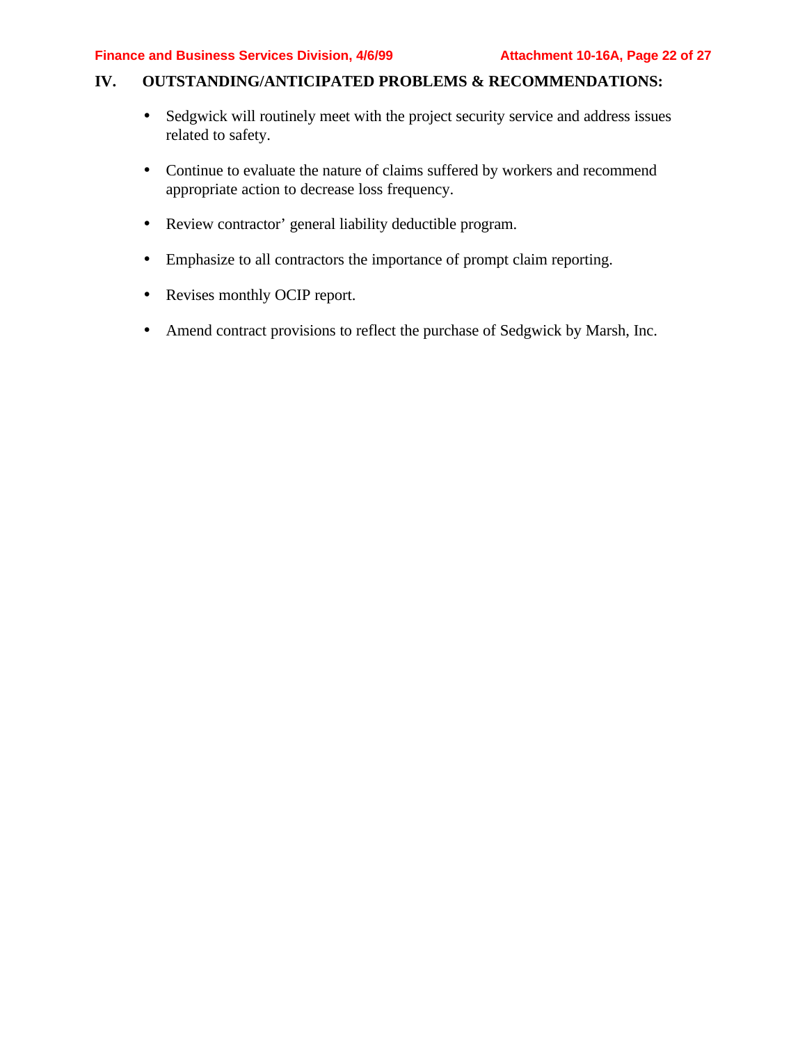## IV. OUTSTANDING/ANTICIPATED PROBLEMS & RECOMMENDATIONS:

- Sedgwick will routinely meet with the project security service and address issues related to safety.
- Continue to evaluate the nature of claims suffered by workers and recommend appropriate action to decrease loss frequency.
- Review contractor' general liability deductible program.
- Emphasize to all contractors the importance of prompt claim reporting.
- Revises monthly OCIP report.
- Amend contract provisions to reflect the purchase of Sedgwick by Marsh, Inc.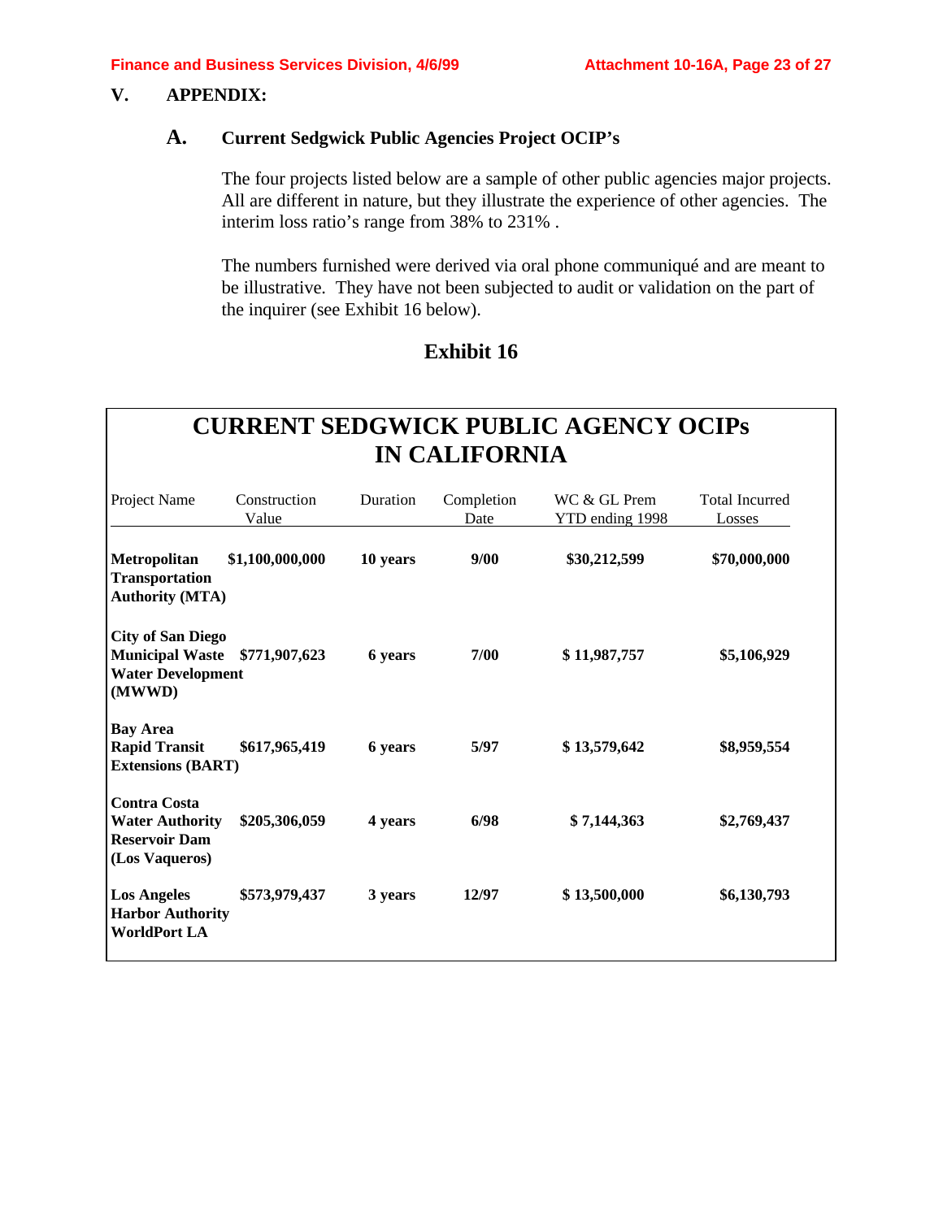## V. APPENDIX:

### A. Current Sedgwick Public Agencies Project OCIP's

The four projects listed below are a sample of other public agencies major projects. All are different in nature, but they illustrate the experience of other agencies. The interim loss ratio's range from 38% to 231% .

The numbers furnished were derived via oral phone communiqué and are meant to be illustrative. They have not been subjected to audit or validation on the part of the inquirer (see Exhibit 16 below).

### Exhibit 16

**CURRENT SEDGWICK PUBLIC AGENCY OCIPs IN CALIFORNIA**

| Project Name | Construction Value | Duration | Completion Date | WC & GL Prem YTD ending 1998 | Total Incurred Losses |
|---|---|---|---|---|---|
| **Metropolitan Transportation Authority (MTA)** | **$1,100,000,000** | **10 years** | **9/00** | **$30,212,599** | **$70,000,000** |
| **City of San Diego Municipal Waste Water Development (MWWD)** | **$771,907,623** | **6 years** | **7/00** | **$ 11,987,757** | **$5,106,929** |
| **Bay Area Rapid Transit Extensions (BART)** | **$617,965,419** | **6 years** | **5/97** | **$ 13,579,642** | **$8,959,554** |
| **Contra Costa Water Authority Reservoir Dam (Los Vaqueros)** | **$205,306,059** | **4 years** | **6/98** | **$ 7,144,363** | **$2,769,437** |
| **Los Angeles Harbor Authority WorldPort LA** | **$573,979,437** | **3 years** | **12/97** | **$ 13,500,000** | **$6,130,793** |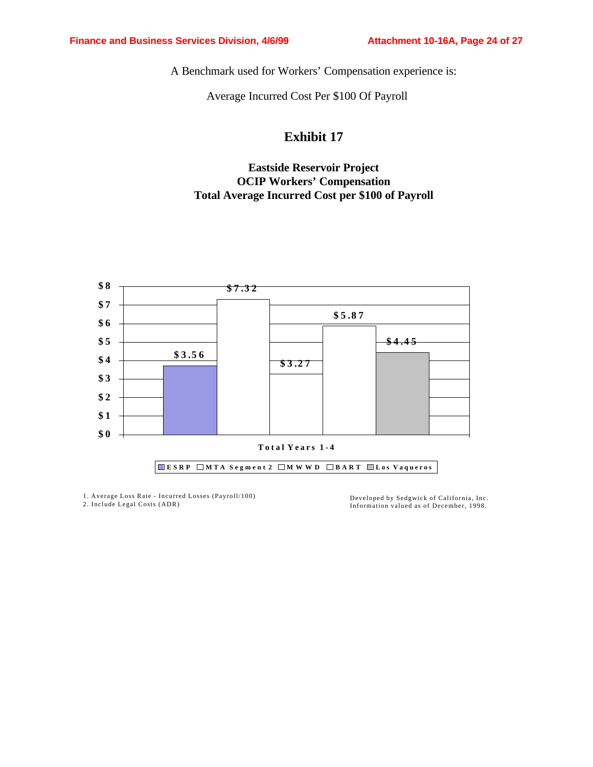A Benchmark used for Workers' Compensation experience is:

Average Incurred Cost Per $100 Of Payroll

## Exhibit 17

### Eastside Reservoir Project
### OCIP Workers' Compensation
### Total Average Incurred Cost per $100 of Payroll

| Total Years 1-4 | ESRP | MTA Segment 2 | MWWD | BART | Los Vaqueros |
|---|---|---|---|---|---|
| Average Incurred Cost per $100 of Payroll | $3.56 | $7.32 | $3.27 | $5.87 | $4.45 |

1. Average Loss Rate - Incurred Losses (Payroll/100)
2. Include Legal Costs (ADR)

Developed by Sedgwick of California, Inc.
Information valued as of December, 1998.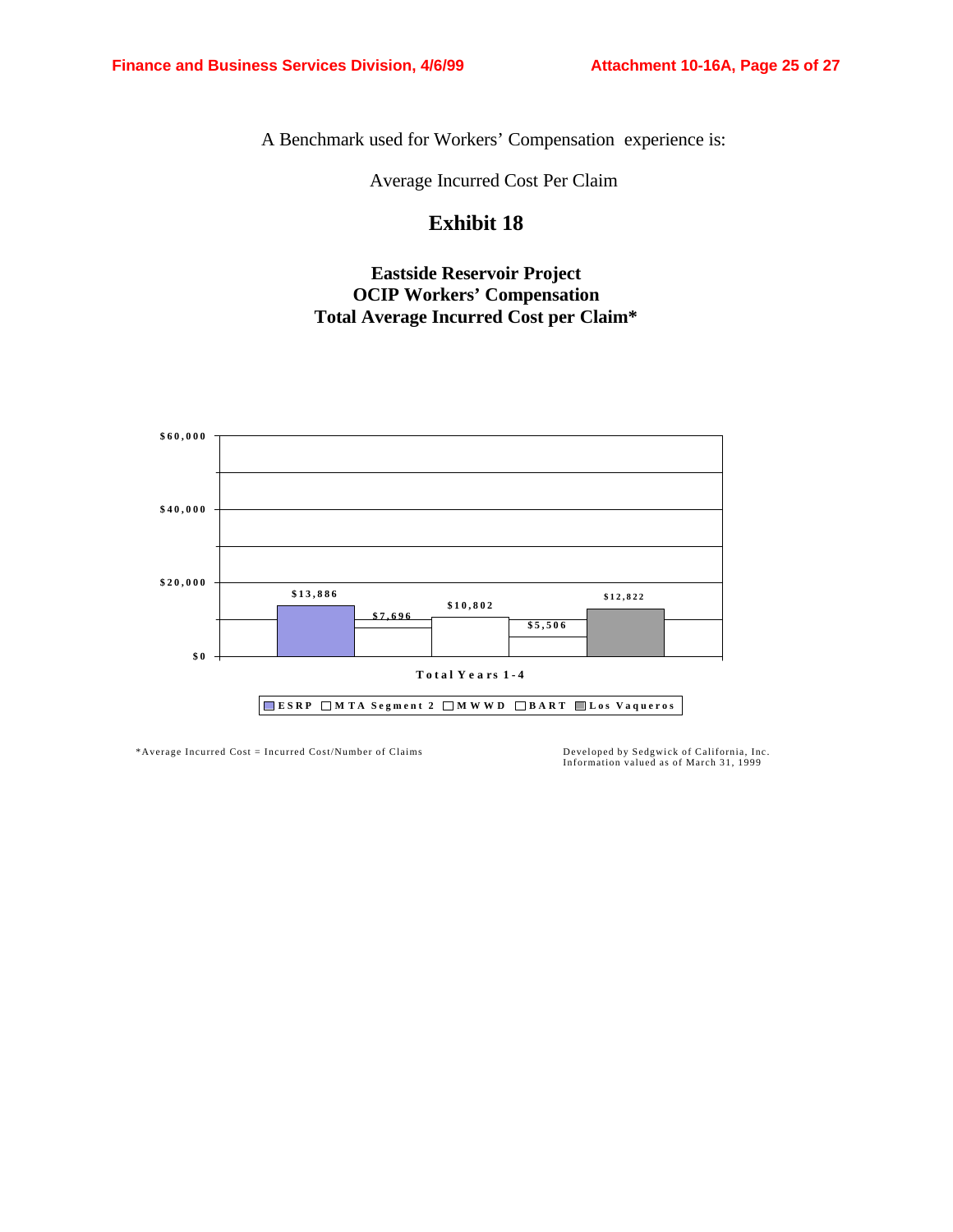A Benchmark used for Workers' Compensation experience is:

Average Incurred Cost Per Claim

## Exhibit 18

### Eastside Reservoir Project
### OCIP Workers' Compensation
### Total Average Incurred Cost per Claim*

| Total Years 1-4 | ESRP | MTA Segment 2 | MWWD | BART | Los Vaqueros |
|---|---|---|---|---|---|
| Average Incurred Cost per Claim | $13,886 | $7,696 | $10,802 | $5,506 | $12,822 |

*Average Incurred Cost = Incurred Cost/Number of Claims

Developed by Sedgwick of California, Inc.
Information valued as of March 31, 1999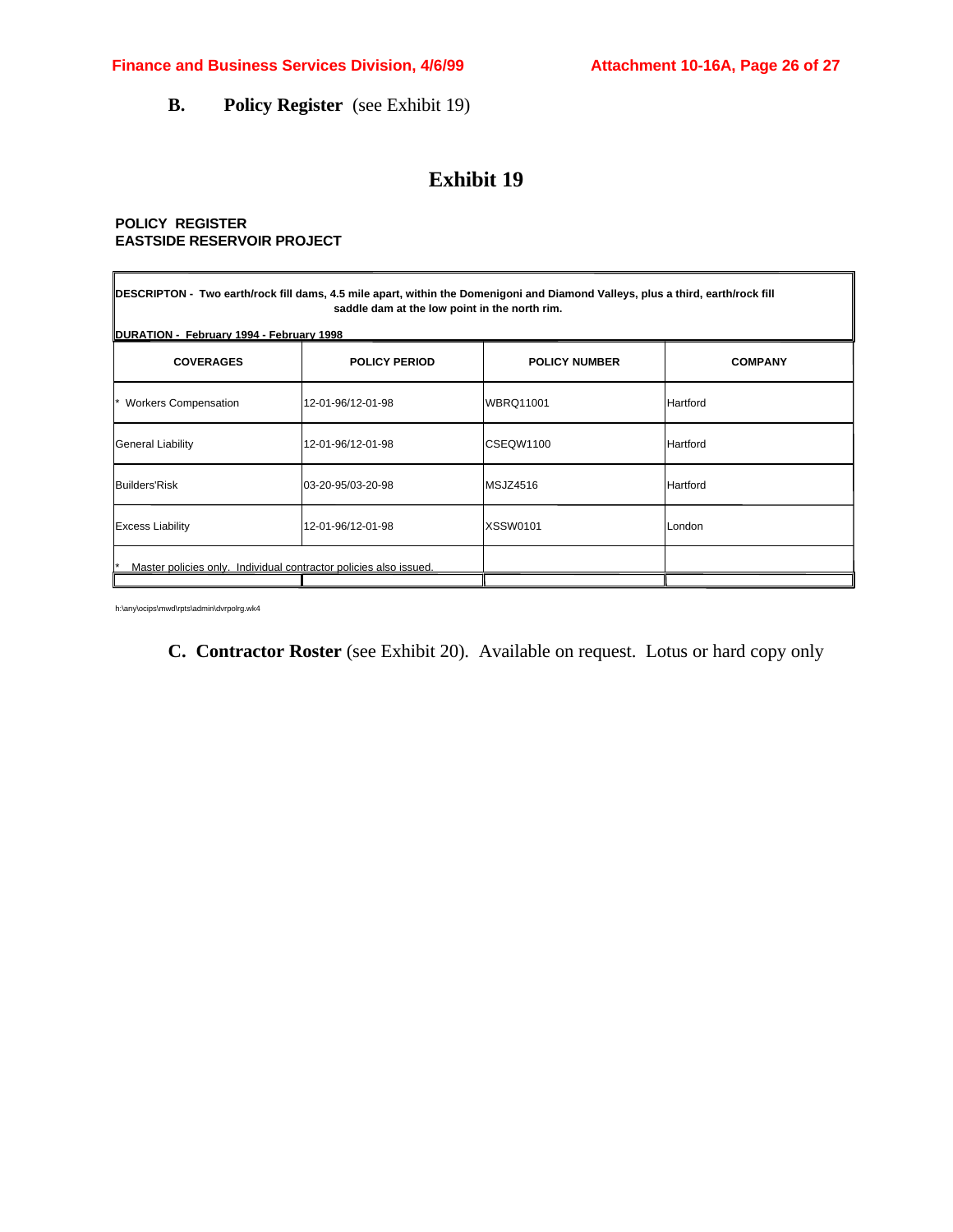**B. Policy Register** (see Exhibit 19)

# Exhibit 19

**POLICY REGISTER**
**EASTSIDE RESERVOIR PROJECT**

**DESCRIPTON - Two earth/rock fill dams, 4.5 mile apart, within the Domenigoni and Diamond Valleys, plus a third, earth/rock fill saddle dam at the low point in the north rim.**

**DURATION - February 1994 - February 1998**

| COVERAGES | POLICY PERIOD | POLICY NUMBER | COMPANY |
|---|---|---|---|
| * Workers Compensation | 12-01-96/12-01-98 | WBRQ11001 | Hartford |
| General Liability | 12-01-96/12-01-98 | CSEQW1100 | Hartford |
| Builders'Risk | 03-20-95/03-20-98 | MSJZ4516 | Hartford |
| Excess Liability | 12-01-96/12-01-98 | XSSW0101 | London |

* Master policies only. Individual contractor policies also issued.

h:\any\ocips\mwd\rpts\admin\dvrpolrg.wk4

**C. Contractor Roster** (see Exhibit 20). Available on request. Lotus or hard copy only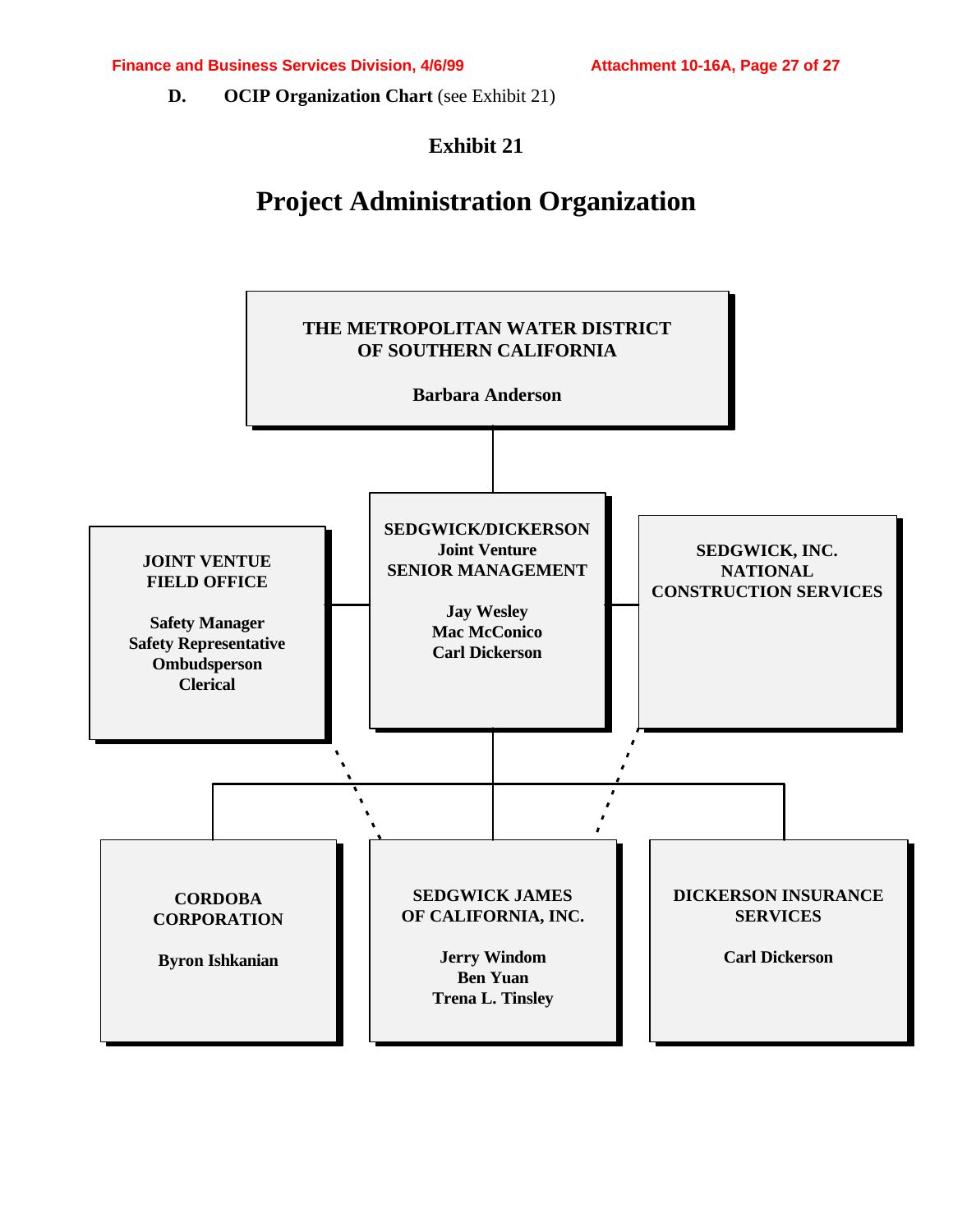**D. OCIP Organization Chart** (see Exhibit 21)

**Exhibit 21**

# Project Administration Organization

**THE METROPOLITAN WATER DISTRICT OF SOUTHERN CALIFORNIA**

**Barbara Anderson**

**JOINT VENTURE FIELD OFFICE**

**Safety Manager**
**Safety Representative**
**Ombudsperson**
**Clerical**

**SEDGWICK/DICKERSON Joint Venture SENIOR MANAGEMENT**

**Jay Wesley**
**Mac McConico**
**Carl Dickerson**

**SEDGWICK, INC. NATIONAL CONSTRUCTION SERVICES**

**CORDOBA CORPORATION**

**Byron Ishkanian**

**SEDGWICK JAMES OF CALIFORNIA, INC.**

**Jerry Windom**
**Ben Yuan**
**Trena L. Tinsley**

**DICKERSON INSURANCE SERVICES**

**Carl Dickerson**